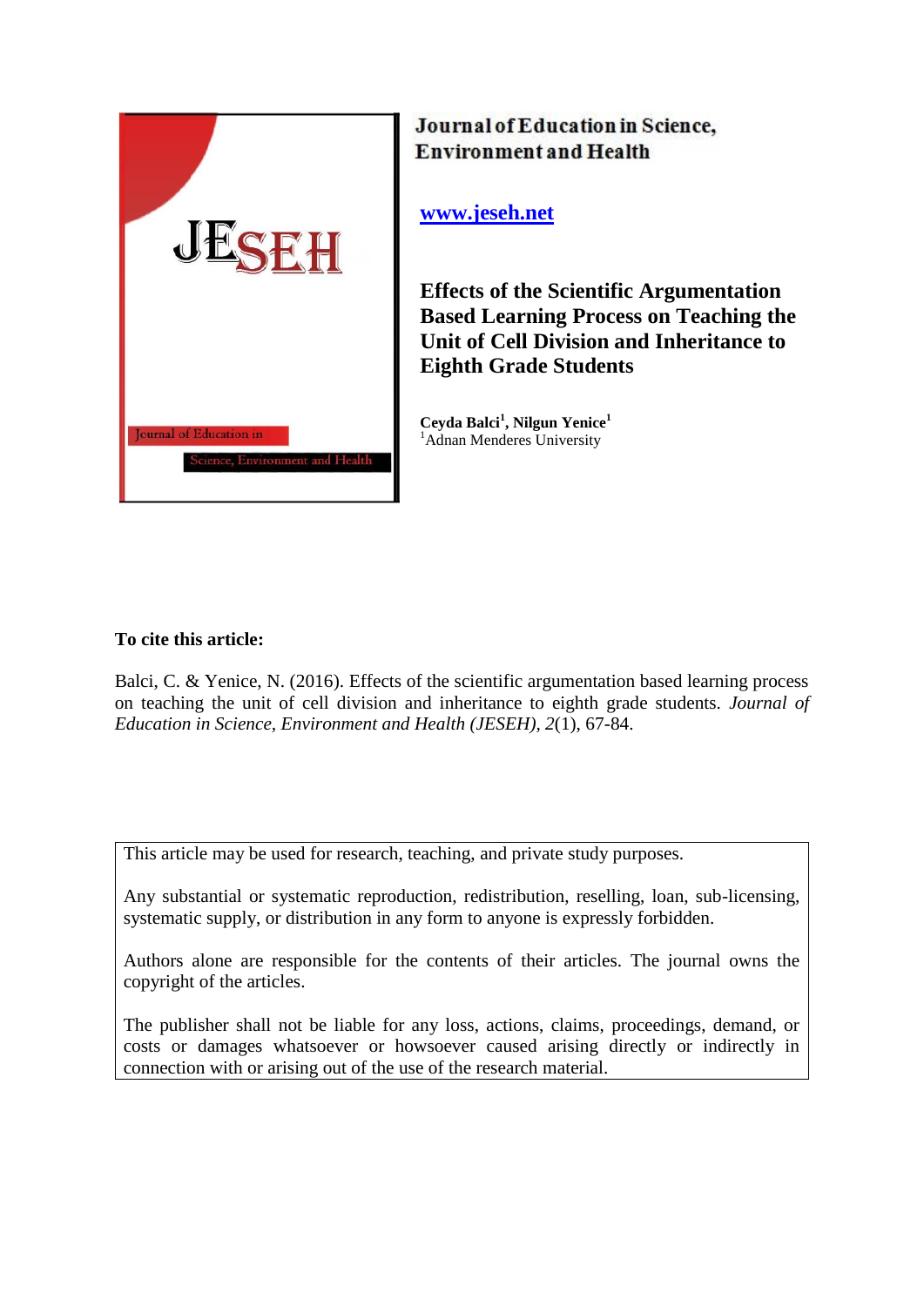Journal of Education in Science, Environment and Health

[www.jeseh.net](http://www.jeseh.net)

# Effects of the Scientific Argumentation Based Learning Process on Teaching the Unit of Cell Division and Inheritance to Eighth Grade Students

**Ceyda Balci[1], Nilgun Yenice[1]**
[1]Adnan Menderes University

**To cite this article:**

Balci, C. & Yenice, N. (2016). Effects of the scientific argumentation based learning process on teaching the unit of cell division and inheritance to eighth grade students. *Journal of Education in Science, Environment and Health (JESEH), 2*(1), 67-84.

This article may be used for research, teaching, and private study purposes.

Any substantial or systematic reproduction, redistribution, reselling, loan, sub-licensing, systematic supply, or distribution in any form to anyone is expressly forbidden.

Authors alone are responsible for the contents of their articles. The journal owns the copyright of the articles.

The publisher shall not be liable for any loss, actions, claims, proceedings, demand, or costs or damages whatsoever or howsoever caused arising directly or indirectly in connection with or arising out of the use of the research material.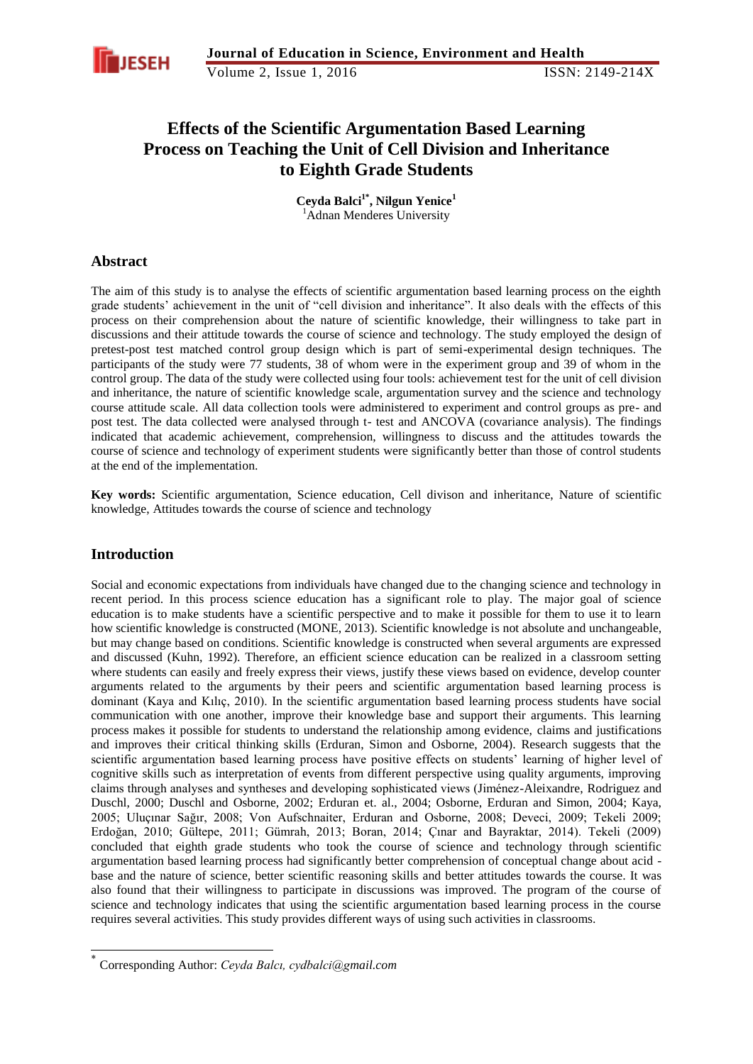# Effects of the Scientific Argumentation Based Learning Process on Teaching the Unit of Cell Division and Inheritance to Eighth Grade Students

**Ceyda Balci[1*], Nilgun Yenice[1]**
[1]Adnan Menderes University

## Abstract

The aim of this study is to analyse the effects of scientific argumentation based learning process on the eighth grade students' achievement in the unit of "cell division and inheritance". It also deals with the effects of this process on their comprehension about the nature of scientific knowledge, their willingness to take part in discussions and their attitude towards the course of science and technology. The study employed the design of pretest-post test matched control group design which is part of semi-experimental design techniques. The participants of the study were 77 students, 38 of whom were in the experiment group and 39 of whom in the control group. The data of the study were collected using four tools: achievement test for the unit of cell division and inheritance, the nature of scientific knowledge scale, argumentation survey and the science and technology course attitude scale. All data collection tools were administered to experiment and control groups as pre- and post test. The data collected were analysed through t- test and ANCOVA (covariance analysis). The findings indicated that academic achievement, comprehension, willingness to discuss and the attitudes towards the course of science and technology of experiment students were significantly better than those of control students at the end of the implementation.

**Key words:** Scientific argumentation, Science education, Cell divison and inheritance, Nature of scientific knowledge, Attitudes towards the course of science and technology

## Introduction

Social and economic expectations from individuals have changed due to the changing science and technology in recent period. In this process science education has a significant role to play. The major goal of science education is to make students have a scientific perspective and to make it possible for them to use it to learn how scientific knowledge is constructed (MONE, 2013). Scientific knowledge is not absolute and unchangeable, but may change based on conditions. Scientific knowledge is constructed when several arguments are expressed and discussed (Kuhn, 1992). Therefore, an efficient science education can be realized in a classroom setting where students can easily and freely express their views, justify these views based on evidence, develop counter arguments related to the arguments by their peers and scientific argumentation based learning process is dominant (Kaya and Kılıç, 2010). In the scientific argumentation based learning process students have social communication with one another, improve their knowledge base and support their arguments. This learning process makes it possible for students to understand the relationship among evidence, claims and justifications and improves their critical thinking skills (Erduran, Simon and Osborne, 2004). Research suggests that the scientific argumentation based learning process have positive effects on students' learning of higher level of cognitive skills such as interpretation of events from different perspective using quality arguments, improving claims through analyses and syntheses and developing sophisticated views (Jiménez-Aleixandre, Rodriguez and Duschl, 2000; Duschl and Osborne, 2002; Erduran et. al., 2004; Osborne, Erduran and Simon, 2004; Kaya, 2005; Uluçınar Sağır, 2008; Von Aufschnaiter, Erduran and Osborne, 2008; Deveci, 2009; Tekeli 2009; Erdoğan, 2010; Gültepe, 2011; Gümrah, 2013; Boran, 2014; Çınar and Bayraktar, 2014). Tekeli (2009) concluded that eighth grade students who took the course of science and technology through scientific argumentation based learning process had significantly better comprehension of conceptual change about acid - base and the nature of science, better scientific reasoning skills and better attitudes towards the course. It was also found that their willingness to participate in discussions was improved. The program of the course of science and technology indicates that using the scientific argumentation based learning process in the course requires several activities. This study provides different ways of using such activities in classrooms.

---

[*] Corresponding Author: *Ceyda Balcı, cydbalci@gmail.com*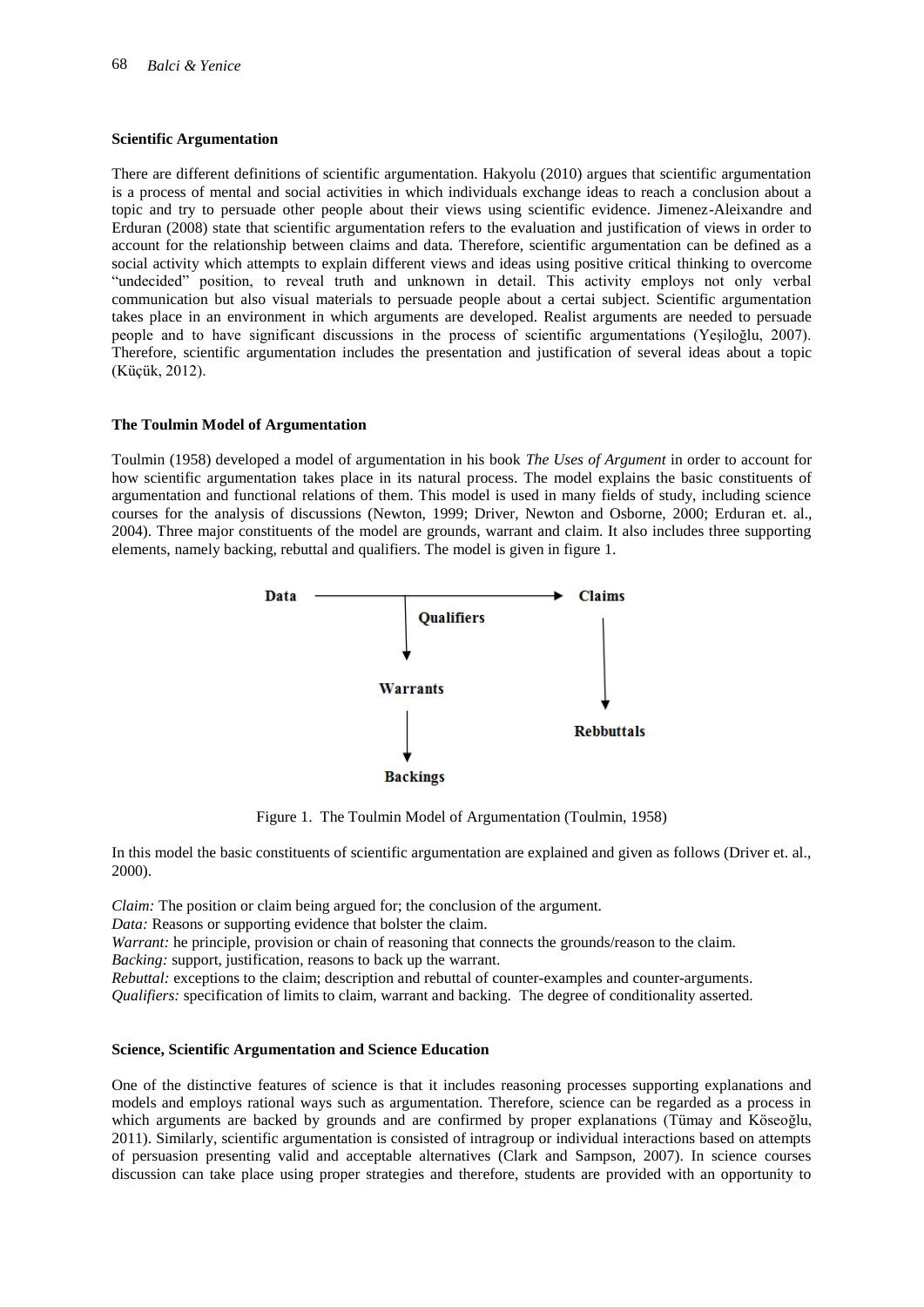### Scientific Argumentation

There are different definitions of scientific argumentation. Hakyolu (2010) argues that scientific argumentation is a process of mental and social activities in which individuals exchange ideas to reach a conclusion about a topic and try to persuade other people about their views using scientific evidence. Jimenez-Aleixandre and Erduran (2008) state that scientific argumentation refers to the evaluation and justification of views in order to account for the relationship between claims and data. Therefore, scientific argumentation can be defined as a social activity which attempts to explain different views and ideas using positive critical thinking to overcome "undecided" position, to reveal truth and unknown in detail. This activity employs not only verbal communication but also visual materials to persuade people about a certai subject. Scientific argumentation takes place in an environment in which arguments are developed. Realist arguments are needed to persuade people and to have significant discussions in the process of scientific argumentations (Yeşiloğlu, 2007). Therefore, scientific argumentation includes the presentation and justification of several ideas about a topic (Küçük, 2012).

### The Toulmin Model of Argumentation

Toulmin (1958) developed a model of argumentation in his book *The Uses of Argument* in order to account for how scientific argumentation takes place in its natural process. The model explains the basic constituents of argumentation and functional relations of them. This model is used in many fields of study, including science courses for the analysis of discussions (Newton, 1999; Driver, Newton and Osborne, 2000; Erduran et. al., 2004). Three major constituents of the model are grounds, warrant and claim. It also includes three supporting elements, namely backing, rebuttal and qualifiers. The model is given in figure 1.

Data → Claims

Qualifiers

Warrants

Rebbuttals

Backings

Figure 1. The Toulmin Model of Argumentation (Toulmin, 1958)

In this model the basic constituents of scientific argumentation are explained and given as follows (Driver et. al., 2000).

*Claim:* The position or claim being argued for; the conclusion of the argument.
*Data:* Reasons or supporting evidence that bolster the claim.
*Warrant:* he principle, provision or chain of reasoning that connects the grounds/reason to the claim.
*Backing:* support, justification, reasons to back up the warrant.
*Rebuttal:* exceptions to the claim; description and rebuttal of counter-examples and counter-arguments.
*Qualifiers:* specification of limits to claim, warrant and backing. The degree of conditionality asserted.

### Science, Scientific Argumentation and Science Education

One of the distinctive features of science is that it includes reasoning processes supporting explanations and models and employs rational ways such as argumentation. Therefore, science can be regarded as a process in which arguments are backed by grounds and are confirmed by proper explanations (Tümay and Köseoğlu, 2011). Similarly, scientific argumentation is consisted of intragroup or individual interactions based on attempts of persuasion presenting valid and acceptable alternatives (Clark and Sampson, 2007). In science courses discussion can take place using proper strategies and therefore, students are provided with an opportunity to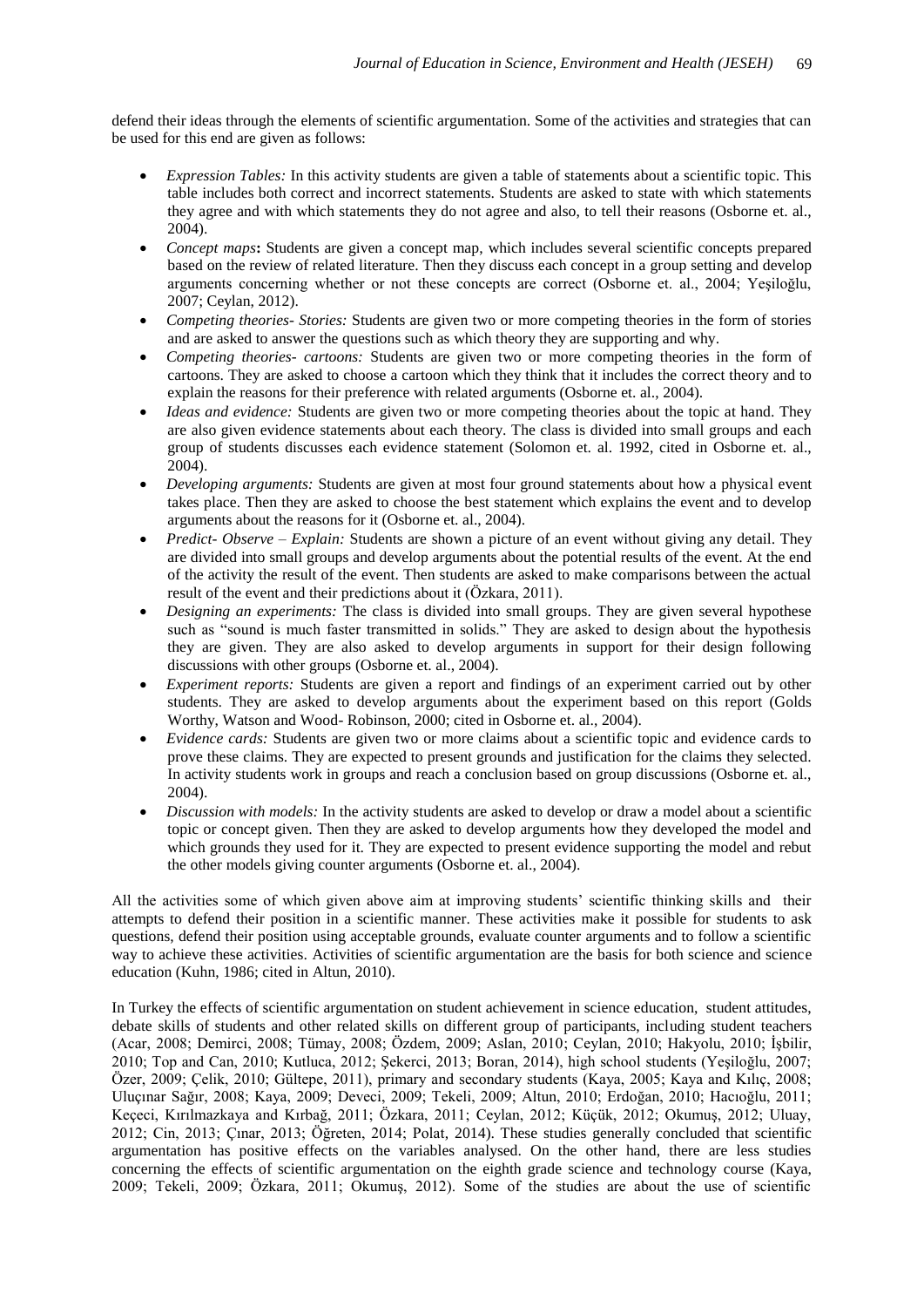defend their ideas through the elements of scientific argumentation. Some of the activities and strategies that can be used for this end are given as follows:

- *Expression Tables:* In this activity students are given a table of statements about a scientific topic. This table includes both correct and incorrect statements. Students are asked to state with which statements they agree and with which statements they do not agree and also, to tell their reasons (Osborne et. al., 2004).
- *Concept maps***:** Students are given a concept map, which includes several scientific concepts prepared based on the review of related literature. Then they discuss each concept in a group setting and develop arguments concerning whether or not these concepts are correct (Osborne et. al., 2004; Yeşiloğlu, 2007; Ceylan, 2012).
- *Competing theories- Stories:* Students are given two or more competing theories in the form of stories and are asked to answer the questions such as which theory they are supporting and why.
- *Competing theories- cartoons:* Students are given two or more competing theories in the form of cartoons. They are asked to choose a cartoon which they think that it includes the correct theory and to explain the reasons for their preference with related arguments (Osborne et. al., 2004).
- *Ideas and evidence:* Students are given two or more competing theories about the topic at hand. They are also given evidence statements about each theory. The class is divided into small groups and each group of students discusses each evidence statement (Solomon et. al. 1992, cited in Osborne et. al., 2004).
- *Developing arguments:* Students are given at most four ground statements about how a physical event takes place. Then they are asked to choose the best statement which explains the event and to develop arguments about the reasons for it (Osborne et. al., 2004).
- *Predict- Observe – Explain:* Students are shown a picture of an event without giving any detail. They are divided into small groups and develop arguments about the potential results of the event. At the end of the activity the result of the event. Then students are asked to make comparisons between the actual result of the event and their predictions about it (Özkara, 2011).
- *Designing an experiments:* The class is divided into small groups. They are given several hypothese such as "sound is much faster transmitted in solids." They are asked to design about the hypothesis they are given. They are also asked to develop arguments in support for their design following discussions with other groups (Osborne et. al., 2004).
- *Experiment reports:* Students are given a report and findings of an experiment carried out by other students. They are asked to develop arguments about the experiment based on this report (Golds Worthy, Watson and Wood- Robinson, 2000; cited in Osborne et. al., 2004).
- *Evidence cards:* Students are given two or more claims about a scientific topic and evidence cards to prove these claims. They are expected to present grounds and justification for the claims they selected. In activity students work in groups and reach a conclusion based on group discussions (Osborne et. al., 2004).
- *Discussion with models:* In the activity students are asked to develop or draw a model about a scientific topic or concept given. Then they are asked to develop arguments how they developed the model and which grounds they used for it. They are expected to present evidence supporting the model and rebut the other models giving counter arguments (Osborne et. al., 2004).

All the activities some of which given above aim at improving students' scientific thinking skills and their attempts to defend their position in a scientific manner. These activities make it possible for students to ask questions, defend their position using acceptable grounds, evaluate counter arguments and to follow a scientific way to achieve these activities. Activities of scientific argumentation are the basis for both science and science education (Kuhn, 1986; cited in Altun, 2010).

In Turkey the effects of scientific argumentation on student achievement in science education, student attitudes, debate skills of students and other related skills on different group of participants, including student teachers (Acar, 2008; Demirci, 2008; Tümay, 2008; Özdem, 2009; Aslan, 2010; Ceylan, 2010; Hakyolu, 2010; İşbilir, 2010; Top and Can, 2010; Kutluca, 2012; Şekerci, 2013; Boran, 2014), high school students (Yeşiloğlu, 2007; Özer, 2009; Çelik, 2010; Gültepe, 2011), primary and secondary students (Kaya, 2005; Kaya and Kılıç, 2008; Uluçınar Sağır, 2008; Kaya, 2009; Deveci, 2009; Tekeli, 2009; Altun, 2010; Erdoğan, 2010; Hacıoğlu, 2011; Keçeci, Kırılmazkaya and Kırbağ, 2011; Özkara, 2011; Ceylan, 2012; Küçük, 2012; Okumuş, 2012; Uluay, 2012; Cin, 2013; Çınar, 2013; Öğreten, 2014; Polat, 2014). These studies generally concluded that scientific argumentation has positive effects on the variables analysed. On the other hand, there are less studies concerning the effects of scientific argumentation on the eighth grade science and technology course (Kaya, 2009; Tekeli, 2009; Özkara, 2011; Okumuş, 2012). Some of the studies are about the use of scientific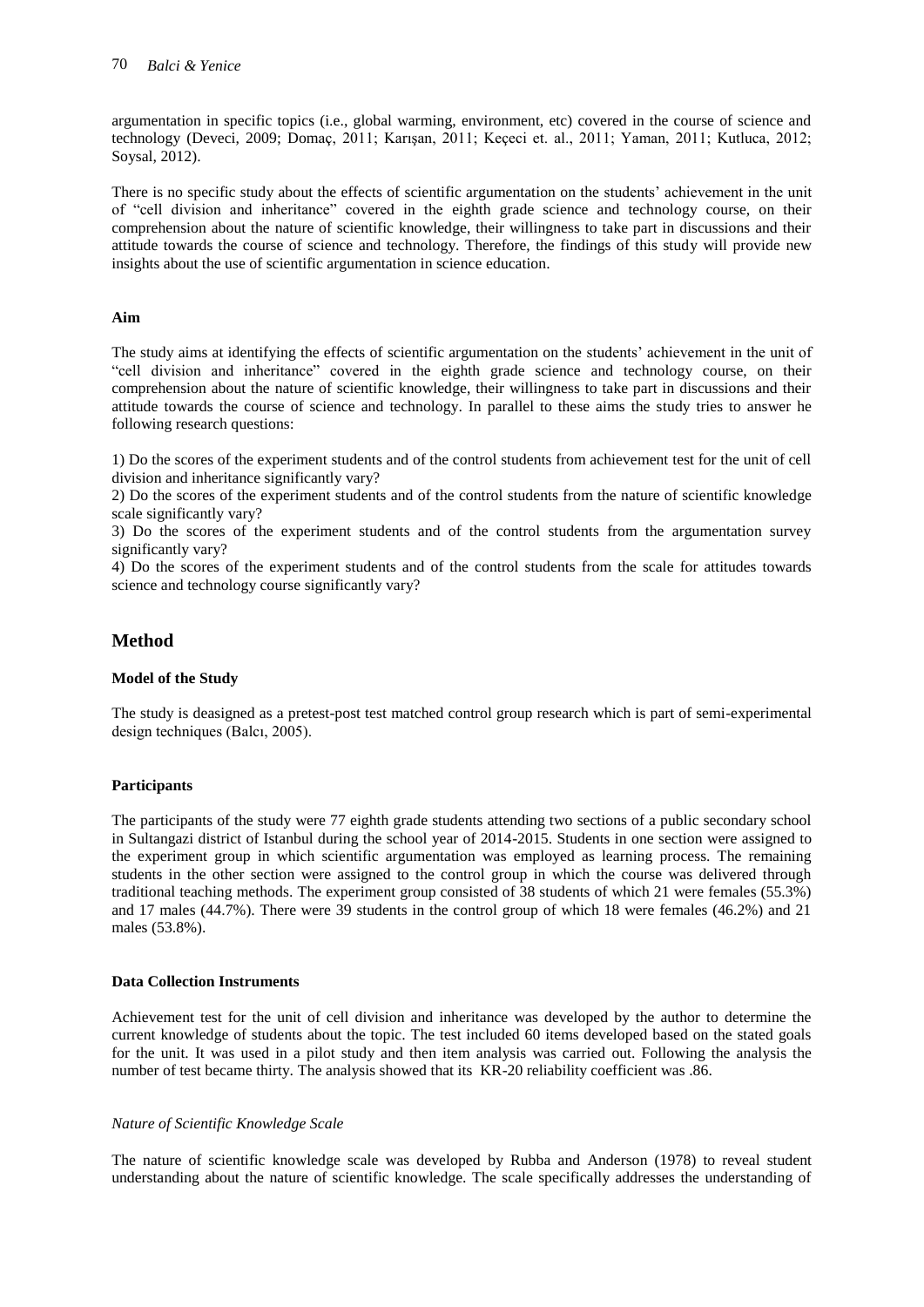argumentation in specific topics (i.e., global warming, environment, etc) covered in the course of science and technology (Deveci, 2009; Domaç, 2011; Karışan, 2011; Keçeci et. al., 2011; Yaman, 2011; Kutluca, 2012; Soysal, 2012).

There is no specific study about the effects of scientific argumentation on the students' achievement in the unit of "cell division and inheritance" covered in the eighth grade science and technology course, on their comprehension about the nature of scientific knowledge, their willingness to take part in discussions and their attitude towards the course of science and technology. Therefore, the findings of this study will provide new insights about the use of scientific argumentation in science education.

**Aim**

The study aims at identifying the effects of scientific argumentation on the students' achievement in the unit of "cell division and inheritance" covered in the eighth grade science and technology course, on their comprehension about the nature of scientific knowledge, their willingness to take part in discussions and their attitude towards the course of science and technology. In parallel to these aims the study tries to answer he following research questions:

1) Do the scores of the experiment students and of the control students from achievement test for the unit of cell division and inheritance significantly vary?
2) Do the scores of the experiment students and of the control students from the nature of scientific knowledge scale significantly vary?
3) Do the scores of the experiment students and of the control students from the argumentation survey significantly vary?
4) Do the scores of the experiment students and of the control students from the scale for attitudes towards science and technology course significantly vary?

## Method

**Model of the Study**

The study is deasigned as a pretest-post test matched control group research which is part of semi-experimental design techniques (Balcı, 2005).

**Participants**

The participants of the study were 77 eighth grade students attending two sections of a public secondary school in Sultangazi district of Istanbul during the school year of 2014-2015. Students in one section were assigned to the experiment group in which scientific argumentation was employed as learning process. The remaining students in the other section were assigned to the control group in which the course was delivered through traditional teaching methods. The experiment group consisted of 38 students of which 21 were females (55.3%) and 17 males (44.7%). There were 39 students in the control group of which 18 were females (46.2%) and 21 males (53.8%).

**Data Collection Instruments**

Achievement test for the unit of cell division and inheritance was developed by the author to determine the current knowledge of students about the topic. The test included 60 items developed based on the stated goals for the unit. It was used in a pilot study and then item analysis was carried out. Following the analysis the number of test became thirty. The analysis showed that its KR-20 reliability coefficient was .86.

*Nature of Scientific Knowledge Scale*

The nature of scientific knowledge scale was developed by Rubba and Anderson (1978) to reveal student understanding about the nature of scientific knowledge. The scale specifically addresses the understanding of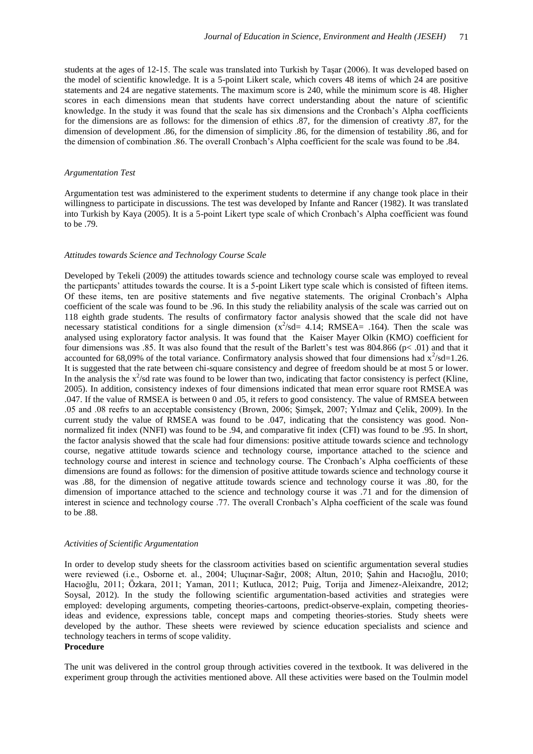students at the ages of 12-15. The scale was translated into Turkish by Taşar (2006). It was developed based on the model of scientific knowledge. It is a 5-point Likert scale, which covers 48 items of which 24 are positive statements and 24 are negative statements. The maximum score is 240, while the minimum score is 48. Higher scores in each dimensions mean that students have correct understanding about the nature of scientific knowledge. In the study it was found that the scale has six dimensions and the Cronbach's Alpha coefficients for the dimensions are as follows: for the dimension of ethics .87, for the dimension of creativty .87, for the dimension of development .86, for the dimension of simplicity .86, for the dimension of testability .86, and for the dimension of combination .86. The overall Cronbach's Alpha coefficient for the scale was found to be .84.

*Argumentation Test*

Argumentation test was administered to the experiment students to determine if any change took place in their willingness to participate in discussions. The test was developed by Infante and Rancer (1982). It was translated into Turkish by Kaya (2005). It is a 5-point Likert type scale of which Cronbach's Alpha coefficient was found to be .79.

*Attitudes towards Science and Technology Course Scale*

Developed by Tekeli (2009) the attitudes towards science and technology course scale was employed to reveal the particpants' attitudes towards the course. It is a 5-point Likert type scale which is consisted of fifteen items. Of these items, ten are positive statements and five negative statements. The original Cronbach's Alpha coefficient of the scale was found to be .96. In this study the reliability analysis of the scale was carried out on 118 eighth grade students. The results of confirmatory factor analysis showed that the scale did not have necessary statistical conditions for a single dimension ($x^2$/sd= 4.14; RMSEA= .164). Then the scale was analysed using exploratory factor analysis. It was found that the Kaiser Mayer Olkin (KMO) coefficient for four dimensions was .85. It was also found that the result of the Barlett's test was 804.866 ($p < .01$) and that it accounted for 68,09% of the total variance. Confirmatory analysis showed that four dimensions had $x^2$/sd=1.26. It is suggested that the rate between chi-square consistency and degree of freedom should be at most 5 or lower. In the analysis the $x^2$/sd rate was found to be lower than two, indicating that factor consistency is perfect (Kline, 2005). In addition, consistency indexes of four dimensions indicated that mean error square root RMSEA was .047. If the value of RMSEA is between 0 and .05, it refers to good consistency. The value of RMSEA between .05 and .08 reefrs to an acceptable consistency (Brown, 2006; Şimşek, 2007; Yılmaz and Çelik, 2009). In the current study the value of RMSEA was found to be .047, indicating that the consistency was good. Non-normalized fit index (NNFI) was found to be .94, and comparative fit index (CFI) was found to be .95. In short, the factor analysis showed that the scale had four dimensions: positive attitude towards science and technology course, negative attitude towards science and technology course, importance attached to the science and technology course and interest in science and technology course. The Cronbach's Alpha coefficients of these dimensions are found as follows: for the dimension of positive attitude towards science and technology course it was .88, for the dimension of negative attitude towards science and technology course it was .80, for the dimension of importance attached to the science and technology course it was .71 and for the dimension of interest in science and technology course .77. The overall Cronbach's Alpha coefficient of the scale was found to be .88.

*Activities of Scientific Argumentation*

In order to develop study sheets for the classroom activities based on scientific argumentation several studies were reviewed (i.e., Osborne et. al., 2004; Uluçınar-Sağır, 2008; Altun, 2010; Şahin and Hacıoğlu, 2010; Hacıoğlu, 2011; Özkara, 2011; Yaman, 2011; Kutluca, 2012; Puig, Torija and Jimenez-Aleixandre, 2012; Soysal, 2012). In the study the following scientific argumentation-based activities and strategies were employed: developing arguments, competing theories-cartoons, predict-observe-explain, competing theories-ideas and evidence, expressions table, concept maps and competing theories-stories. Study sheets were developed by the author. These sheets were reviewed by science education specialists and science and technology teachers in terms of scope validity.

**Procedure**

The unit was delivered in the control group through activities covered in the textbook. It was delivered in the experiment group through the activities mentioned above. All these activities were based on the Toulmin model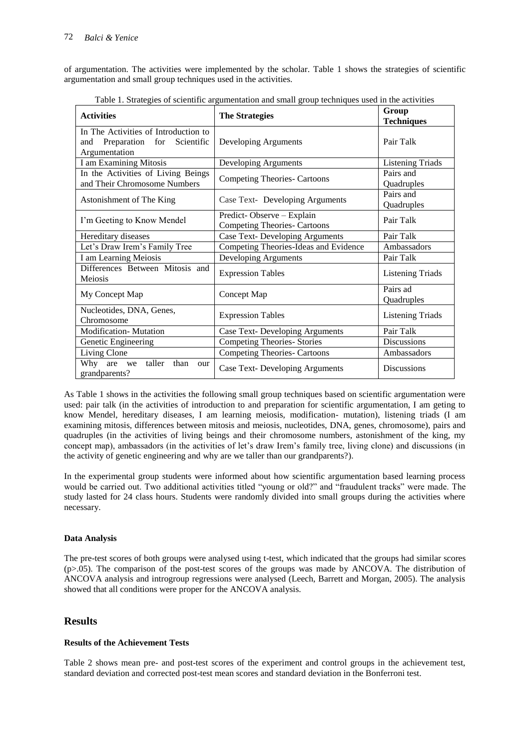of argumentation. The activities were implemented by the scholar. Table 1 shows the strategies of scientific argumentation and small group techniques used in the activities.

Table 1. Strategies of scientific argumentation and small group techniques used in the activities

| **Activities** | **The Strategies** | **Group Techniques** |
|---|---|---|
| In The Activities of Introduction to and Preparation for Scientific Argumentation | Developing Arguments | Pair Talk |
| I am Examining Mitosis | Developing Arguments | Listening Triads |
| In the Activities of Living Beings and Their Chromosome Numbers | Competing Theories- Cartoons | Pairs and Quadruples |
| Astonishment of The King | Case Text- Developing Arguments | Pairs and Quadruples |
| I'm Geeting to Know Mendel | Predict- Observe – Explain Competing Theories- Cartoons | Pair Talk |
| Hereditary diseases | Case Text- Developing Arguments | Pair Talk |
| Let's Draw Irem's Family Tree | Competing Theories-Ideas and Evidence | Ambassadors |
| I am Learning Meiosis | Developing Arguments | Pair Talk |
| Differences Between Mitosis and Meiosis | Expression Tables | Listening Triads |
| My Concept Map | Concept Map | Pairs ad Quadruples |
| Nucleotides, DNA, Genes, Chromosome | Expression Tables | Listening Triads |
| Modification- Mutation | Case Text- Developing Arguments | Pair Talk |
| Genetic Engineering | Competing Theories- Stories | Discussions |
| Living Clone | Competing Theories- Cartoons | Ambassadors |
| Why are we taller than our grandparents? | Case Text- Developing Arguments | Discussions |

As Table 1 shows in the activities the following small group techniques based on scientific argumentation were used: pair talk (in the activities of introduction to and preparation for scientific argumentation, I am geting to know Mendel, hereditary diseases, I am learning meiosis, modification- mutation), listening triads (I am examining mitosis, differences between mitosis and meiosis, nucleotides, DNA, genes, chromosome), pairs and quadruples (in the activities of living beings and their chromosome numbers, astonishment of the king, my concept map), ambassadors (in the activities of let's draw Irem's family tree, living clone) and discussions (in the activity of genetic engineering and why are we taller than our grandparents?).

In the experimental group students were informed about how scientific argumentation based learning process would be carried out. Two additional activities titled "young or old?" and "fraudulent tracks" were made. The study lasted for 24 class hours. Students were randomly divided into small groups during the activities where necessary.

#### Data Analysis

The pre-test scores of both groups were analysed using t-test, which indicated that the groups had similar scores ($p>.05$). The comparison of the post-test scores of the groups was made by ANCOVA. The distribution of ANCOVA analysis and introgroup regressions were analysed (Leech, Barrett and Morgan, 2005). The analysis showed that all conditions were proper for the ANCOVA analysis.

## Results

#### Results of the Achievement Tests

Table 2 shows mean pre- and post-test scores of the experiment and control groups in the achievement test, standard deviation and corrected post-test mean scores and standard deviation in the Bonferroni test.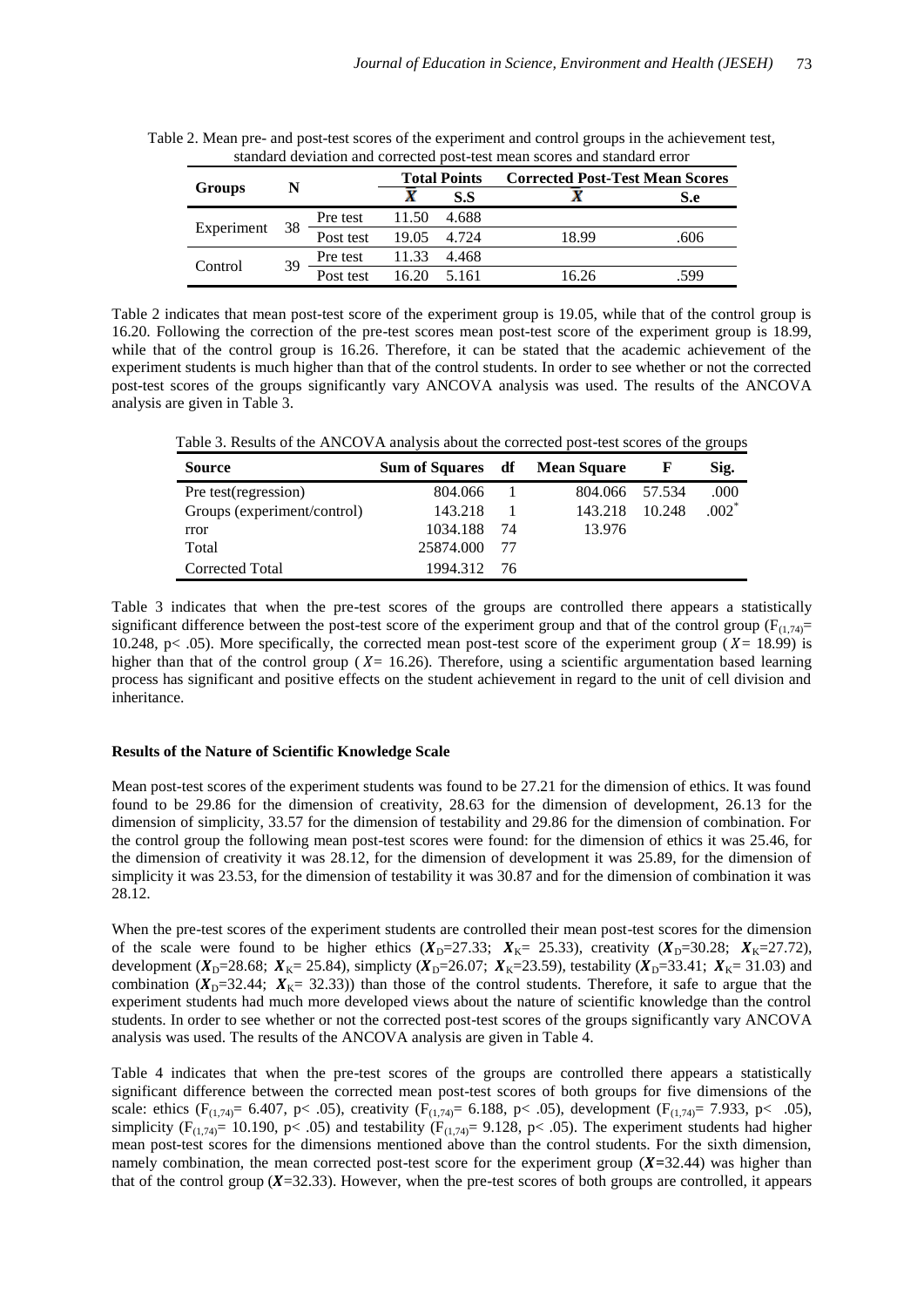Table 2. Mean pre- and post-test scores of the experiment and control groups in the achievement test, standard deviation and corrected post-test mean scores and standard error

| Groups | N | | Total Points | | Corrected Post-Test Mean Scores | |
|---|---|---|---|---|---|---|
| | | | $\bar{X}$ | S.S | $\bar{X}$ | S.e |
| Experiment | 38 | Pre test | 11.50 | 4.688 | | |
| | | Post test | 19.05 | 4.724 | 18.99 | .606 |
| Control | 39 | Pre test | 11.33 | 4.468 | | |
| | | Post test | 16.20 | 5.161 | 16.26 | .599 |

Table 2 indicates that mean post-test score of the experiment group is 19.05, while that of the control group is 16.20. Following the correction of the pre-test scores mean post-test score of the experiment group is 18.99, while that of the control group is 16.26. Therefore, it can be stated that the academic achievement of the experiment students is much higher than that of the control students. In order to see whether or not the corrected post-test scores of the groups significantly vary ANCOVA analysis was used. The results of the ANCOVA analysis are given in Table 3.

Table 3. Results of the ANCOVA analysis about the corrected post-test scores of the groups

| Source | Sum of Squares | df | Mean Square | F | Sig. |
|---|---|---|---|---|---|
| Pre test(regression) | 804.066 | 1 | 804.066 | 57.534 | .000 |
| Groups (experiment/control) | 143.218 | 1 | 143.218 | 10.248 | .002* |
| rror | 1034.188 | 74 | 13.976 | | |
| Total | 25874.000 | 77 | | | |
| Corrected Total | 1994.312 | 76 | | | |

Table 3 indicates that when the pre-test scores of the groups are controlled there appears a statistically significant difference between the post-test score of the experiment group and that of the control group ($F_{(1,74)}$= 10.248, $p< .05$). More specifically, the corrected mean post-test score of the experiment group ($X$= 18.99) is higher than that of the control group ($X$= 16.26). Therefore, using a scientific argumentation based learning process has significant and positive effects on the student achievement in regard to the unit of cell division and inheritance.

**Results of the Nature of Scientific Knowledge Scale**

Mean post-test scores of the experiment students was found to be 27.21 for the dimension of ethics. It was found found to be 29.86 for the dimension of creativity, 28.63 for the dimension of development, 26.13 for the dimension of simplicity, 33.57 for the dimension of testability and 29.86 for the dimension of combination. For the control group the following mean post-test scores were found: for the dimension of ethics it was 25.46, for the dimension of creativity it was 28.12, for the dimension of development it was 25.89, for the dimension of simplicity it was 23.53, for the dimension of testability it was 30.87 and for the dimension of combination it was 28.12.

When the pre-test scores of the experiment students are controlled their mean post-test scores for the dimension of the scale were found to be higher ethics ($X_D$=27.33; $X_K$= 25.33), creativity ($X_D$=30.28; $X_K$=27.72), development ($X_D$=28.68; $X_K$= 25.84), simplicty ($X_D$=26.07; $X_K$=23.59), testability ($X_D$=33.41; $X_K$= 31.03) and combination ($X_D$=32.44; $X_K$= 32.33)) than those of the control students. Therefore, it safe to argue that the experiment students had much more developed views about the nature of scientific knowledge than the control students. In order to see whether or not the corrected post-test scores of the groups significantly vary ANCOVA analysis was used. The results of the ANCOVA analysis are given in Table 4.

Table 4 indicates that when the pre-test scores of the groups are controlled there appears a statistically significant difference between the corrected mean post-test scores of both groups for five dimensions of the scale: ethics ($F_{(1,74)}$= 6.407, $p< .05$), creativity ($F_{(1,74)}$= 6.188, $p< .05$), development ($F_{(1,74)}$= 7.933, $p< .05$), simplicity ($F_{(1,74)}$= 10.190, $p< .05$) and testability ($F_{(1,74)}$= 9.128, $p< .05$). The experiment students had higher mean post-test scores for the dimensions mentioned above than the control students. For the sixth dimension, namely combination, the mean corrected post-test score for the experiment group ($X$=32.44) was higher than that of the control group ($X$=32.33). However, when the pre-test scores of both groups are controlled, it appears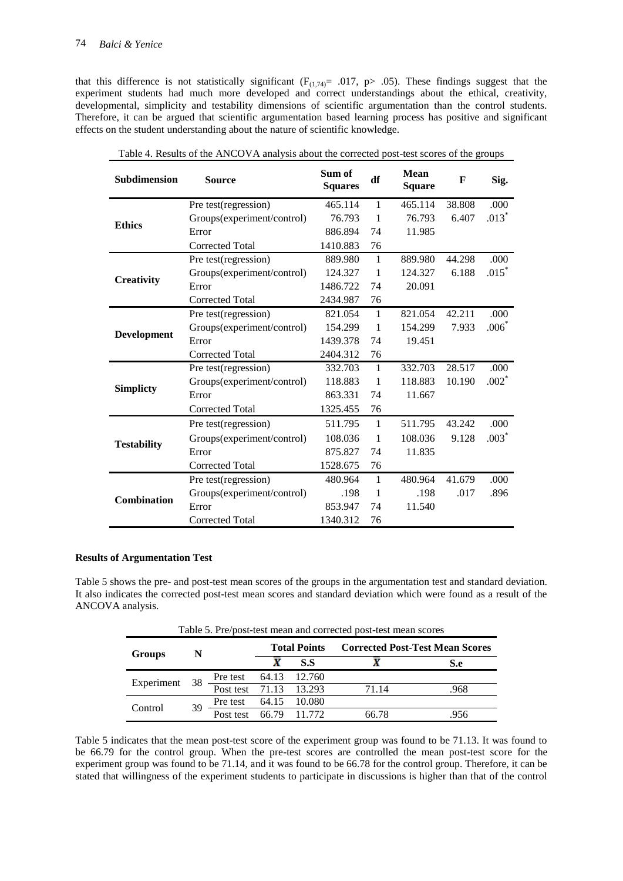that this difference is not statistically significant ($F_{(1,74)}$= .017, p> .05). These findings suggest that the experiment students had much more developed and correct understandings about the ethical, creativity, developmental, simplicity and testability dimensions of scientific argumentation than the control students. Therefore, it can be argued that scientific argumentation based learning process has positive and significant effects on the student understanding about the nature of scientific knowledge.

Table 4. Results of the ANCOVA analysis about the corrected post-test scores of the groups

| Subdimension | Source | Sum of Squares | df | Mean Square | F | Sig. |
|---|---|---|---|---|---|---|
| **Ethics** | Pre test(regression) | 465.114 | 1 | 465.114 | 38.808 | .000 |
| | Groups(experiment/control) | 76.793 | 1 | 76.793 | 6.407 | .013* |
| | Error | 886.894 | 74 | 11.985 | | |
| | Corrected Total | 1410.883 | 76 | | | |
| **Creativity** | Pre test(regression) | 889.980 | 1 | 889.980 | 44.298 | .000 |
| | Groups(experiment/control) | 124.327 | 1 | 124.327 | 6.188 | .015* |
| | Error | 1486.722 | 74 | 20.091 | | |
| | Corrected Total | 2434.987 | 76 | | | |
| **Development** | Pre test(regression) | 821.054 | 1 | 821.054 | 42.211 | .000 |
| | Groups(experiment/control) | 154.299 | 1 | 154.299 | 7.933 | .006* |
| | Error | 1439.378 | 74 | 19.451 | | |
| | Corrected Total | 2404.312 | 76 | | | |
| **Simplicty** | Pre test(regression) | 332.703 | 1 | 332.703 | 28.517 | .000 |
| | Groups(experiment/control) | 118.883 | 1 | 118.883 | 10.190 | .002* |
| | Error | 863.331 | 74 | 11.667 | | |
| | Corrected Total | 1325.455 | 76 | | | |
| **Testability** | Pre test(regression) | 511.795 | 1 | 511.795 | 43.242 | .000 |
| | Groups(experiment/control) | 108.036 | 1 | 108.036 | 9.128 | .003* |
| | Error | 875.827 | 74 | 11.835 | | |
| | Corrected Total | 1528.675 | 76 | | | |
| **Combination** | Pre test(regression) | 480.964 | 1 | 480.964 | 41.679 | .000 |
| | Groups(experiment/control) | .198 | 1 | .198 | .017 | .896 |
| | Error | 853.947 | 74 | 11.540 | | |
| | Corrected Total | 1340.312 | 76 | | | |

**Results of Argumentation Test**

Table 5 shows the pre- and post-test mean scores of the groups in the argumentation test and standard deviation. It also indicates the corrected post-test mean scores and standard deviation which were found as a result of the ANCOVA analysis.

Table 5. Pre/post-test mean and corrected post-test mean scores

| Groups | N | | Total Points | | Corrected Post-Test Mean Scores | |
|---|---|---|---|---|---|---|
| | | | $\bar{X}$ | S.S | $\bar{X}$ | S.e |
| Experiment | 38 | Pre test | 64.13 | 12.760 | | |
| | | Post test | 71.13 | 13.293 | 71.14 | .968 |
| Control | 39 | Pre test | 64.15 | 10.080 | | |
| | | Post test | 66.79 | 11.772 | 66.78 | .956 |

Table 5 indicates that the mean post-test score of the experiment group was found to be 71.13. It was found to be 66.79 for the control group. When the pre-test scores are controlled the mean post-test score for the experiment group was found to be 71.14, and it was found to be 66.78 for the control group. Therefore, it can be stated that willingness of the experiment students to participate in discussions is higher than that of the control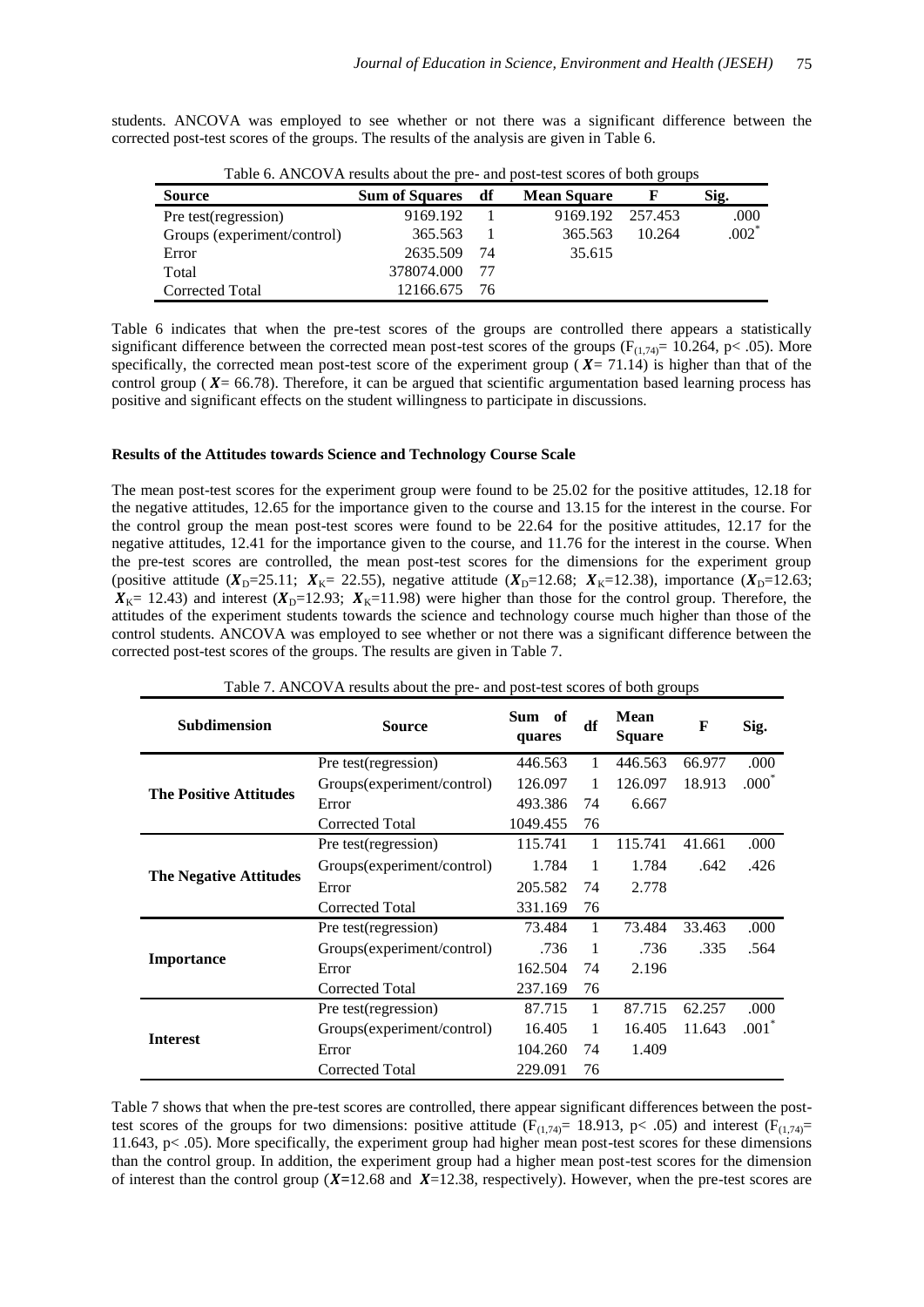students. ANCOVA was employed to see whether or not there was a significant difference between the corrected post-test scores of the groups. The results of the analysis are given in Table 6.

Table 6. ANCOVA results about the pre- and post-test scores of both groups

| Source | Sum of Squares | df | Mean Square | F | Sig. |
|---|---|---|---|---|---|
| Pre test(regression) | 9169.192 | 1 | 9169.192 | 257.453 | .000 |
| Groups (experiment/control) | 365.563 | 1 | 365.563 | 10.264 | .002* |
| Error | 2635.509 | 74 | 35.615 | | |
| Total | 378074.000 | 77 | | | |
| Corrected Total | 12166.675 | 76 | | | |

Table 6 indicates that when the pre-test scores of the groups are controlled there appears a statistically significant difference between the corrected mean post-test scores of the groups ($F_{(1,74)}= 10.264$, $p< .05$). More specifically, the corrected mean post-test score of the experiment group ($\bar{X}= 71.14$) is higher than that of the control group ($\bar{X}= 66.78$). Therefore, it can be argued that scientific argumentation based learning process has positive and significant effects on the student willingness to participate in discussions.

**Results of the Attitudes towards Science and Technology Course Scale**

The mean post-test scores for the experiment group were found to be 25.02 for the positive attitudes, 12.18 for the negative attitudes, 12.65 for the importance given to the course and 13.15 for the interest in the course. For the control group the mean post-test scores were found to be 22.64 for the positive attitudes, 12.17 for the negative attitudes, 12.41 for the importance given to the course, and 11.76 for the interest in the course. When the pre-test scores are controlled, the mean post-test scores for the dimensions for the experiment group (positive attitude ($\bar{X}_D=25.11$; $\bar{X}_K= 22.55$), negative attitude ($\bar{X}_D=12.68$; $\bar{X}_K=12.38$), importance ($\bar{X}_D=12.63$; $\bar{X}_K= 12.43$) and interest ($\bar{X}_D=12.93$; $\bar{X}_K=11.98$) were higher than those for the control group. Therefore, the attitudes of the experiment students towards the science and technology course much higher than those of the control students. ANCOVA was employed to see whether or not there was a significant difference between the corrected post-test scores of the groups. The results are given in Table 7.

Table 7. ANCOVA results about the pre- and post-test scores of both groups

| Subdimension | Source | Sum of quares | df | Mean Square | F | Sig. |
|---|---|---|---|---|---|---|
| The Positive Attitudes | Pre test(regression) | 446.563 | 1 | 446.563 | 66.977 | .000 |
| | Groups(experiment/control) | 126.097 | 1 | 126.097 | 18.913 | .000* |
| | Error | 493.386 | 74 | 6.667 | | |
| | Corrected Total | 1049.455 | 76 | | | |
| The Negative Attitudes | Pre test(regression) | 115.741 | 1 | 115.741 | 41.661 | .000 |
| | Groups(experiment/control) | 1.784 | 1 | 1.784 | .642 | .426 |
| | Error | 205.582 | 74 | 2.778 | | |
| | Corrected Total | 331.169 | 76 | | | |
| Importance | Pre test(regression) | 73.484 | 1 | 73.484 | 33.463 | .000 |
| | Groups(experiment/control) | .736 | 1 | .736 | .335 | .564 |
| | Error | 162.504 | 74 | 2.196 | | |
| | Corrected Total | 237.169 | 76 | | | |
| Interest | Pre test(regression) | 87.715 | 1 | 87.715 | 62.257 | .000 |
| | Groups(experiment/control) | 16.405 | 1 | 16.405 | 11.643 | .001* |
| | Error | 104.260 | 74 | 1.409 | | |
| | Corrected Total | 229.091 | 76 | | | |

Table 7 shows that when the pre-test scores are controlled, there appear significant differences between the post-test scores of the groups for two dimensions: positive attitude ($F_{(1,74)}= 18.913$, $p< .05$) and interest ($F_{(1,74)}= 11.643$, $p< .05$). More specifically, the experiment group had higher mean post-test scores for these dimensions than the control group. In addition, the experiment group had a higher mean post-test scores for the dimension of interest than the control group ($\bar{X}=12.68$ and $\bar{X}=12.38$, respectively). However, when the pre-test scores are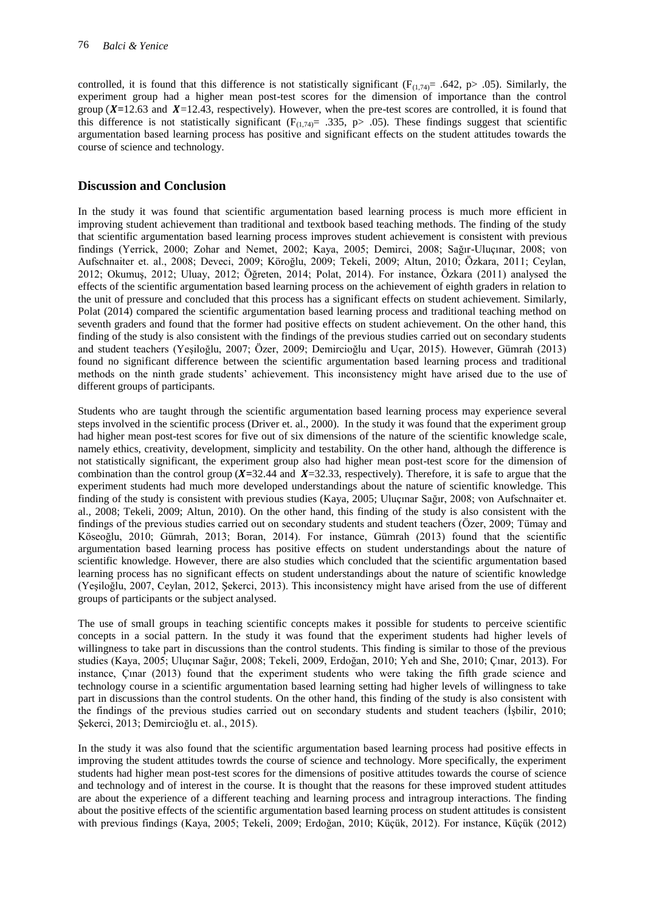controlled, it is found that this difference is not statistically significant ($F_{(1,74)}$= .642, p> .05). Similarly, the experiment group had a higher mean post-test scores for the dimension of importance than the control group ($\bar{X}$=12.63 and $\bar{X}$=12.43, respectively). However, when the pre-test scores are controlled, it is found that this difference is not statistically significant ($F_{(1,74)}$= .335, p> .05). These findings suggest that scientific argumentation based learning process has positive and significant effects on the student attitudes towards the course of science and technology.

## Discussion and Conclusion

In the study it was found that scientific argumentation based learning process is much more efficient in improving student achievement than traditional and textbook based teaching methods. The finding of the study that scientific argumentation based learning process improves student achievement is consistent with previous findings (Yerrick, 2000; Zohar and Nemet, 2002; Kaya, 2005; Demirci, 2008; Sağır-Uluçınar, 2008; von Aufschnaiter et. al., 2008; Deveci, 2009; Köroğlu, 2009; Tekeli, 2009; Altun, 2010; Özkara, 2011; Ceylan, 2012; Okumuş, 2012; Uluay, 2012; Öğreten, 2014; Polat, 2014). For instance, Özkara (2011) analysed the effects of the scientific argumentation based learning process on the achievement of eighth graders in relation to the unit of pressure and concluded that this process has a significant effects on student achievement. Similarly, Polat (2014) compared the scientific argumentation based learning process and traditional teaching method on seventh graders and found that the former had positive effects on student achievement. On the other hand, this finding of the study is also consistent with the findings of the previous studies carried out on secondary students and student teachers (Yeşiloğlu, 2007; Özer, 2009; Demircioğlu and Uçar, 2015). However, Gümrah (2013) found no significant difference between the scientific argumentation based learning process and traditional methods on the ninth grade students' achievement. This inconsistency might have arised due to the use of different groups of participants.

Students who are taught through the scientific argumentation based learning process may experience several steps involved in the scientific process (Driver et. al., 2000). In the study it was found that the experiment group had higher mean post-test scores for five out of six dimensions of the nature of the scientific knowledge scale, namely ethics, creativity, development, simplicity and testability. On the other hand, although the difference is not statistically significant, the experiment group also had higher mean post-test score for the dimension of combination than the control group ($\bar{X}$=32.44 and $\bar{X}$=32.33, respectively). Therefore, it is safe to argue that the experiment students had much more developed understandings about the nature of scientific knowledge. This finding of the study is consistent with previous studies (Kaya, 2005; Uluçınar Sağır, 2008; von Aufschnaiter et. al., 2008; Tekeli, 2009; Altun, 2010). On the other hand, this finding of the study is also consistent with the findings of the previous studies carried out on secondary students and student teachers (Özer, 2009; Tümay and Köseoğlu, 2010; Gümrah, 2013; Boran, 2014). For instance, Gümrah (2013) found that the scientific argumentation based learning process has positive effects on student understandings about the nature of scientific knowledge. However, there are also studies which concluded that the scientific argumentation based learning process has no significant effects on student understandings about the nature of scientific knowledge (Yeşiloğlu, 2007, Ceylan, 2012, Şekerci, 2013). This inconsistency might have arised from the use of different groups of participants or the subject analysed.

The use of small groups in teaching scientific concepts makes it possible for students to perceive scientific concepts in a social pattern. In the study it was found that the experiment students had higher levels of willingness to take part in discussions than the control students. This finding is similar to those of the previous studies (Kaya, 2005; Uluçınar Sağır, 2008; Tekeli, 2009, Erdoğan, 2010; Yeh and She, 2010; Çınar, 2013). For instance, Çınar (2013) found that the experiment students who were taking the fifth grade science and technology course in a scientific argumentation based learning setting had higher levels of willingness to take part in discussions than the control students. On the other hand, this finding of the study is also consistent with the findings of the previous studies carried out on secondary students and student teachers (İşbilir, 2010; Şekerci, 2013; Demircioğlu et. al., 2015).

In the study it was also found that the scientific argumentation based learning process had positive effects in improving the student attitudes towrds the course of science and technology. More specifically, the experiment students had higher mean post-test scores for the dimensions of positive attitudes towards the course of science and technology and of interest in the course. It is thought that the reasons for these improved student attitudes are about the experience of a different teaching and learning process and intragroup interactions. The finding about the positive effects of the scientific argumentation based learning process on student attitudes is consistent with previous findings (Kaya, 2005; Tekeli, 2009; Erdoğan, 2010; Küçük, 2012). For instance, Küçük (2012)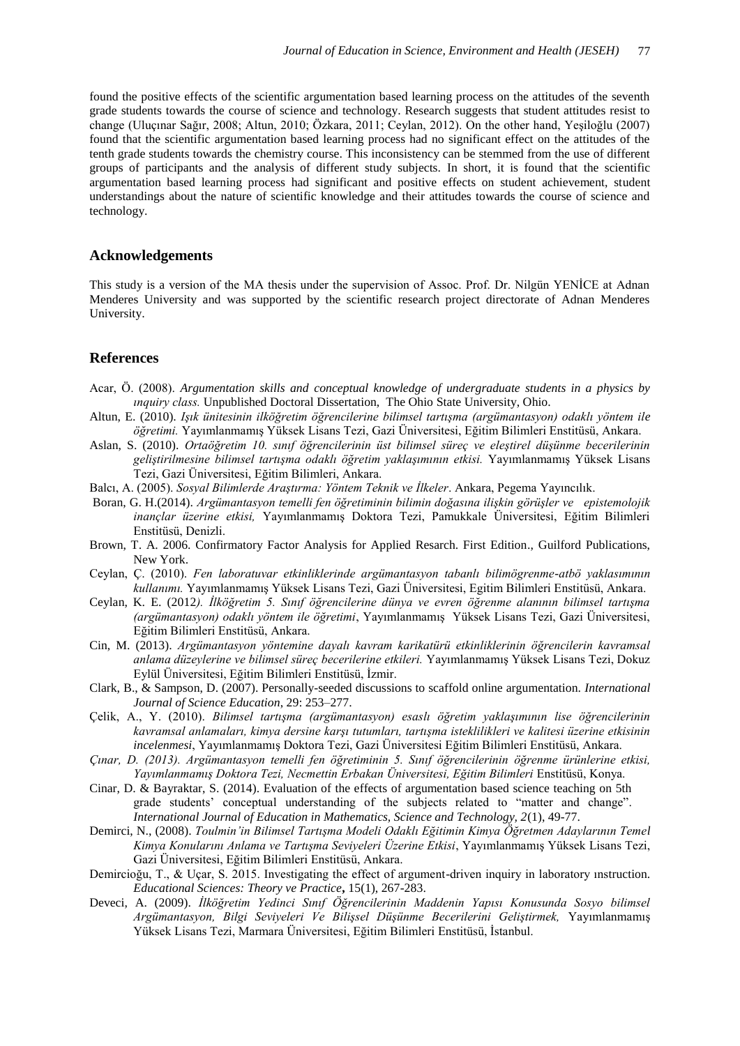found the positive effects of the scientific argumentation based learning process on the attitudes of the seventh grade students towards the course of science and technology. Research suggests that student attitudes resist to change (Uluçınar Sağır, 2008; Altun, 2010; Özkara, 2011; Ceylan, 2012). On the other hand, Yeşiloğlu (2007) found that the scientific argumentation based learning process had no significant effect on the attitudes of the tenth grade students towards the chemistry course. This inconsistency can be stemmed from the use of different groups of participants and the analysis of different study subjects. In short, it is found that the scientific argumentation based learning process had significant and positive effects on student achievement, student understandings about the nature of scientific knowledge and their attitudes towards the course of science and technology.

## Acknowledgements

This study is a version of the MA thesis under the supervision of Assoc. Prof. Dr. Nilgün YENİCE at Adnan Menderes University and was supported by the scientific research project directorate of Adnan Menderes University.

## References

Acar, Ö. (2008). *Argumentation skills and conceptual knowledge of undergraduate students in a physics by ınquiry class.* Unpublished Doctoral Dissertation, The Ohio State University, Ohio.

Altun, E. (2010). *Işık ünitesinin ilköğretim öğrencilerine bilimsel tartışma (argümantasyon) odaklı yöntem ile öğretimi.* Yayımlanmamış Yüksek Lisans Tezi, Gazi Üniversitesi, Eğitim Bilimleri Enstitüsü, Ankara.

Aslan, S. (2010). *Ortaöğretim 10. sınıf öğrencilerinin üst bilimsel süreç ve eleştirel düşünme becerilerinin geliştirilmesine bilimsel tartışma odaklı öğretim yaklaşımının etkisi.* Yayımlanmamış Yüksek Lisans Tezi, Gazi Üniversitesi, Eğitim Bilimleri, Ankara.

Balcı, A. (2005). *Sosyal Bilimlerde Araştırma: Yöntem Teknik ve İlkeler*. Ankara, Pegema Yayıncılık.

Boran, G. H.(2014). *Argümantasyon temelli fen öğretiminin bilimin doğasına ilişkin görüşler ve epistemolojik inançlar üzerine etkisi,* Yayımlanmamış Doktora Tezi, Pamukkale Üniversitesi, Eğitim Bilimleri Enstitüsü, Denizli.

Brown, T. A. 2006. Confirmatory Factor Analysis for Applied Resarch. First Edition., Guilford Publications, New York.

Ceylan, Ç. (2010). *Fen laboratuvar etkinliklerinde argümantasyon tabanlı bilimögrenme-atbö yaklasımının kullanımı.* Yayımlanmamış Yüksek Lisans Tezi, Gazi Üniversitesi, Egitim Bilimleri Enstitüsü, Ankara.

Ceylan, K. E. (2012*). İlköğretim 5. Sınıf öğrencilerine dünya ve evren öğrenme alanının bilimsel tartışma (argümantasyon) odaklı yöntem ile öğretimi*, Yayımlanmamış Yüksek Lisans Tezi, Gazi Üniversitesi, Eğitim Bilimleri Enstitüsü, Ankara.

Cin, M. (2013). *Argümantasyon yöntemine dayalı kavram karikatürü etkinliklerinin öğrencilerin kavramsal anlama düzeylerine ve bilimsel süreç becerilerine etkileri.* Yayımlanmamış Yüksek Lisans Tezi, Dokuz Eylül Üniversitesi, Eğitim Bilimleri Enstitüsü, İzmir.

Clark, B., & Sampson, D. (2007). Personally-seeded discussions to scaffold online argumentation. *International Journal of Science Education*, 29: 253–277.

Çelik, A., Y. (2010). *Bilimsel tartışma (argümantasyon) esaslı öğretim yaklaşımının lise öğrencilerinin kavramsal anlamaları, kimya dersine karşı tutumları, tartışma isteklilikleri ve kalitesi üzerine etkisinin incelenmesi*, Yayımlanmamış Doktora Tezi, Gazi Üniversitesi Eğitim Bilimleri Enstitüsü, Ankara.

*Çınar, D. (2013). Argümantasyon temelli fen öğretiminin 5. Sınıf öğrencilerinin öğrenme ürünlerine etkisi, Yayımlanmamış Doktora Tezi, Necmettin Erbakan Üniversitesi, Eğitim Bilimleri* Enstitüsü, Konya.

Cinar, D. & Bayraktar, S. (2014). Evaluation of the effects of argumentation based science teaching on 5th grade students' conceptual understanding of the subjects related to "matter and change". *International Journal of Education in Mathematics, Science and Technology, 2*(1), 49-77.

Demirci, N., (2008). *Toulmin'in Bilimsel Tartışma Modeli Odaklı Eğitimin Kimya Öğretmen Adaylarının Temel Kimya Konularını Anlama ve Tartışma Seviyeleri Üzerine Etkisi*, Yayımlanmamış Yüksek Lisans Tezi, Gazi Üniversitesi, Eğitim Bilimleri Enstitüsü, Ankara.

Demircioğu, T., & Uçar, S. 2015. Investigating the effect of argument-driven inquiry in laboratory ınstruction. *Educational Sciences: Theory ve Practice***,** 15(1), 267-283.

Deveci, A. (2009). *İlköğretim Yedinci Sınıf Öğrencilerinin Maddenin Yapısı Konusunda Sosyo bilimsel Argümantasyon, Bilgi Seviyeleri Ve Bilişsel Düşünme Becerilerini Geliştirmek,* Yayımlanmamış Yüksek Lisans Tezi, Marmara Üniversitesi, Eğitim Bilimleri Enstitüsü, İstanbul.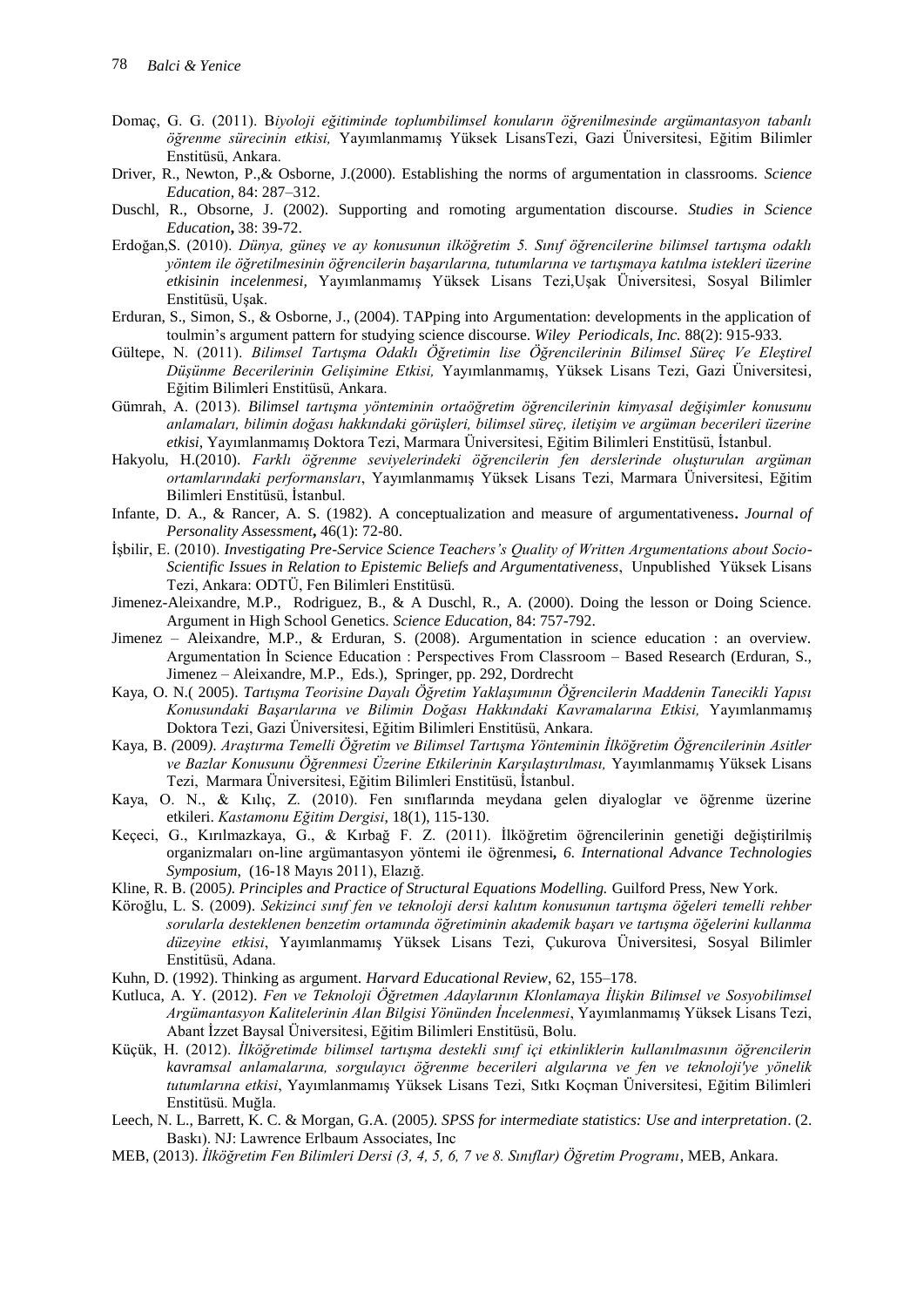Domaç, G. G. (2011). B*iyoloji eğitiminde toplumbilimsel konuların öğrenilmesinde argümantasyon tabanlı öğrenme sürecinin etkisi,* Yayımlanmamış Yüksek LisansTezi, Gazi Üniversitesi, Eğitim Bilimler Enstitüsü, Ankara.

Driver, R., Newton, P.,& Osborne, J.(2000). Establishing the norms of argumentation in classrooms. *Science Education,* 84: 287–312.

Duschl, R., Obsorne, J. (2002). Supporting and romoting argumentation discourse. *Studies in Science Education***,** 38: 39-72.

Erdoğan,S. (2010). *Dünya, güneş ve ay konusunun ilköğretim 5. Sınıf öğrencilerine bilimsel tartışma odaklı yöntem ile öğretilmesinin öğrencilerin başarılarına, tutumlarına ve tartışmaya katılma istekleri üzerine etkisinin incelenmesi,* Yayımlanmamış Yüksek Lisans Tezi,Uşak Üniversitesi, Sosyal Bilimler Enstitüsü, Uşak.

Erduran, S., Simon, S., & Osborne, J., (2004). TAPping into Argumentation: developments in the application of toulmin's argument pattern for studying science discourse. *Wiley Periodicals, Inc.* 88(2): 915-933.

Gültepe, N. (2011). *Bilimsel Tartışma Odaklı Öğretimin lise Öğrencilerinin Bilimsel Süreç Ve Eleştirel Düşünme Becerilerinin Gelişimine Etkisi,* Yayımlanmamış, Yüksek Lisans Tezi, Gazi Üniversitesi, Eğitim Bilimleri Enstitüsü, Ankara.

Gümrah, A. (2013). *Bilimsel tartışma yönteminin ortaöğretim öğrencilerinin kimyasal değişimler konusunu anlamaları, bilimin doğası hakkındaki görüşleri, bilimsel süreç, iletişim ve argüman becerileri üzerine etkisi*, Yayımlanmamış Doktora Tezi, Marmara Üniversitesi, Eğitim Bilimleri Enstitüsü, İstanbul.

Hakyolu, H.(2010). *Farklı öğrenme seviyelerindeki öğrencilerin fen derslerinde oluşturulan argüman ortamlarındaki performansları*, Yayımlanmamış Yüksek Lisans Tezi, Marmara Üniversitesi, Eğitim Bilimleri Enstitüsü, İstanbul.

Infante, D. A., & Rancer, A. S. (1982). A conceptualization and measure of argumentativeness**.** *Journal of Personality Assessment***,** 46(1): 72-80.

İşbilir, E. (2010). *Investigating Pre-Service Science Teachers's Quality of Written Argumentations about Socio-Scientific Issues in Relation to Epistemic Beliefs and Argumentativeness*, Unpublished Yüksek Lisans Tezi, Ankara: ODTÜ, Fen Bilimleri Enstitüsü.

Jimenez-Aleixandre, M.P., Rodriguez, B., & A Duschl, R., A. (2000). Doing the lesson or Doing Science. Argument in High School Genetics. *Science Education,* 84: 757-792.

Jimenez – Aleixandre, M.P., & Erduran, S. (2008). Argumentation in science education : an overview. Argumentation İn Science Education : Perspectives From Classroom – Based Research (Erduran, S., Jimenez – Aleixandre, M.P., Eds.), Springer, pp. 292, Dordrecht

Kaya, O. N.( 2005). *Tartışma Teorisine Dayalı Öğretim Yaklaşımının Öğrencilerin Maddenin Tanecikli Yapısı Konusundaki Başarılarına ve Bilimin Doğası Hakkındaki Kavramalarına Etkisi,* Yayımlanmamış Doktora Tezi, Gazi Üniversitesi, Eğitim Bilimleri Enstitüsü, Ankara.

Kaya, B. *(*2009*). Araştırma Temelli Öğretim ve Bilimsel Tartışma Yönteminin İlköğretim Öğrencilerinin Asitler ve Bazlar Konusunu Öğrenmesi Üzerine Etkilerinin Karşılaştırılması,* Yayımlanmamış Yüksek Lisans Tezi, Marmara Üniversitesi, Eğitim Bilimleri Enstitüsü, İstanbul.

Kaya, O. N., & Kılıç, Z. (2010). Fen sınıflarında meydana gelen diyaloglar ve öğrenme üzerine etkileri. *Kastamonu Eğitim Dergisi*, 18(1), 115-130.

Keçeci, G., Kırılmazkaya, G., & Kırbağ F. Z. (2011). İlköğretim öğrencilerinin genetiği değiştirilmiş organizmaları on-line argümantasyon yöntemi ile öğrenmesi**,** *6. International Advance Technologies Symposium,* (16-18 Mayıs 2011), Elazığ.

Kline, R. B. (2005*). Principles and Practice of Structural Equations Modelling.* Guilford Press, New York.

Köroğlu, L. S. (2009). *Sekizinci sınıf fen ve teknoloji dersi kalıtım konusunun tartışma öğeleri temelli rehber sorularla desteklenen benzetim ortamında öğretiminin akademik başarı ve tartışma öğelerini kullanma düzeyine etkisi*, Yayımlanmamış Yüksek Lisans Tezi, Çukurova Üniversitesi, Sosyal Bilimler Enstitüsü, Adana.

Kuhn, D. (1992). Thinking as argument. *Harvard Educational Review*, 62, 155–178.

Kutluca, A. Y. (2012). *Fen ve Teknoloji Öğretmen Adaylarının Klonlamaya İlişkin Bilimsel ve Sosyobilimsel Argümantasyon Kalitelerinin Alan Bilgisi Yönünden İncelenmesi*, Yayımlanmamış Yüksek Lisans Tezi, Abant İzzet Baysal Üniversitesi, Eğitim Bilimleri Enstitüsü, Bolu.

Küçük, H. (2012). *İlköğretimde bilimsel tartışma destekli sınıf içi etkinliklerin kullanılmasının öğrencilerin kavramsal anlamalarına, sorgulayıcı öğrenme becerileri algılarına ve fen ve teknoloji'ye yönelik tutumlarına etkisi*, Yayımlanmamış Yüksek Lisans Tezi, Sıtkı Koçman Üniversitesi, Eğitim Bilimleri Enstitüsü. Muğla.

Leech, N. L., Barrett, K. C. & Morgan, G.A. (2005*). SPSS for intermediate statistics: Use and interpretation*. (2. Baskı). NJ: Lawrence Erlbaum Associates, Inc

MEB, (2013). *İlköğretim Fen Bilimleri Dersi (3, 4, 5, 6, 7 ve 8. Sınıflar) Öğretim Programı*, MEB, Ankara.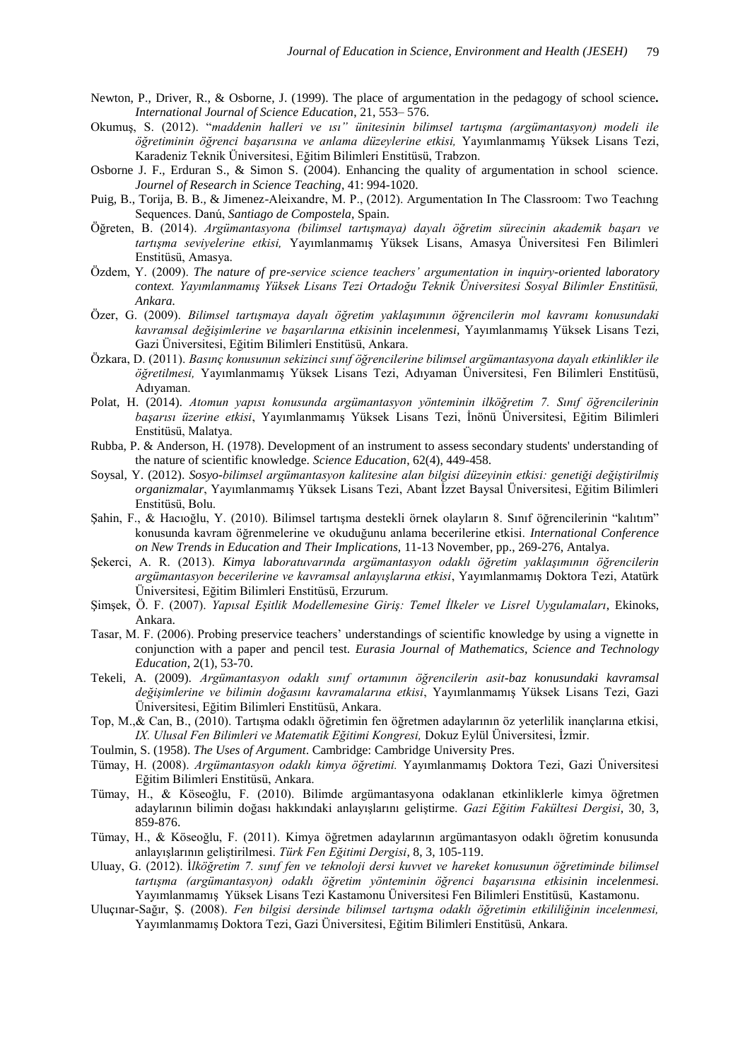Newton, P., Driver, R., & Osborne, J. (1999). The place of argumentation in the pedagogy of school science**.** *International Journal of Science Education*, 21, 553– 576.

Okumuş, S. (2012). "*maddenin halleri ve ısı" ünitesinin bilimsel tartışma (argümantasyon) modeli ile öğretiminin öğrenci başarısına ve anlama düzeylerine etkisi,* Yayımlanmamış Yüksek Lisans Tezi, Karadeniz Teknik Üniversitesi, Eğitim Bilimleri Enstitüsü, Trabzon.

Osborne J. F., Erduran S., & Simon S. (2004). Enhancing the quality of argumentation in school science. *Journel of Research in Science Teaching*, 41: 994-1020.

Puig, B., Torija, B. B., & Jimenez-Aleixandre, M. P., (2012). Argumentation In The Classroom: Two Teachıng Sequences. Danú, *Santiago de Compostela*, Spain.

Öğreten, B. (2014). *Argümantasyona (bilimsel tartışmaya) dayalı öğretim sürecinin akademik başarı ve tartışma seviyelerine etkisi,* Yayımlanmamış Yüksek Lisans, Amasya Üniversitesi Fen Bilimleri Enstitüsü, Amasya.

Özdem, Y. (2009). *The nature of pre-service science teachers' argumentation in inquiry-oriented laboratory context. Yayımlanmamış Yüksek Lisans Tezi Ortadoğu Teknik Üniversitesi Sosyal Bilimler Enstitüsü, Ankara.*

Özer, G. (2009). *Bilimsel tartışmaya dayalı öğretim yaklaşımının öğrencilerin mol kavramı konusundaki kavramsal değişimlerine ve başarılarına etkisinin incelenmesi*, Yayımlanmamış Yüksek Lisans Tezi, Gazi Üniversitesi, Eğitim Bilimleri Enstitüsü, Ankara.

Özkara, D. (2011). *Basınç konusunun sekizinci sınıf öğrencilerine bilimsel argümantasyona dayalı etkinlikler ile öğretilmesi,* Yayımlanmamış Yüksek Lisans Tezi, Adıyaman Üniversitesi, Fen Bilimleri Enstitüsü, Adıyaman.

Polat, H. (2014). *Atomun yapısı konusunda argümantasyon yönteminin ilköğretim 7. Sınıf öğrencilerinin başarısı üzerine etkisi*, Yayımlanmamış Yüksek Lisans Tezi, İnönü Üniversitesi, Eğitim Bilimleri Enstitüsü, Malatya.

Rubba, P. & Anderson, H. (1978). Development of an instrument to assess secondary students' understanding of the nature of scientific knowledge. *Science Education*, 62(4), 449-458.

Soysal, Y. (2012). *Sosyo-bilimsel argümantasyon kalitesine alan bilgisi düzeyinin etkisi: genetiği değiştirilmiş organizmalar*, Yayımlanmamış Yüksek Lisans Tezi, Abant İzzet Baysal Üniversitesi, Eğitim Bilimleri Enstitüsü, Bolu.

Şahin, F., & Hacıoğlu, Y. (2010). Bilimsel tartışma destekli örnek olayların 8. Sınıf öğrencilerinin "kalıtım" konusunda kavram öğrenmelerine ve okuduğunu anlama becerilerine etkisi. *International Conference on New Trends in Education and Their Implications,* 11-13 November, pp., 269-276, Antalya.

Şekerci, A. R. (2013). *Kimya laboratuvarında argümantasyon odaklı öğretim yaklaşımının öğrencilerin argümantasyon becerilerine ve kavramsal anlayışlarına etkisi*, Yayımlanmamış Doktora Tezi, Atatürk Üniversitesi, Eğitim Bilimleri Enstitüsü, Erzurum.

Şimşek, Ö. F. (2007). *Yapısal Eşitlik Modellemesine Giriş: Temel İlkeler ve Lisrel Uygulamaları*, Ekinoks, Ankara.

Tasar, M. F. (2006). Probing preservice teachers' understandings of scientific knowledge by using a vignette in conjunction with a paper and pencil test. *Eurasia Journal of Mathematics, Science and Technology Education,* 2(1), 53-70.

Tekeli, A. (2009). *Argümantasyon odaklı sınıf ortamının öğrencilerin asit-baz konusundaki kavramsal değişimlerine ve bilimin doğasını kavramalarına etkisi*, Yayımlanmamış Yüksek Lisans Tezi, Gazi Üniversitesi, Eğitim Bilimleri Enstitüsü, Ankara.

Top, M.,& Can, B., (2010). Tartışma odaklı öğretimin fen öğretmen adaylarının öz yeterlilik inançlarına etkisi, *IX. Ulusal Fen Bilimleri ve Matematik Eğitimi Kongresi,* Dokuz Eylül Üniversitesi, İzmir.

Toulmin, S. (1958). *The Uses of Argument*. Cambridge: Cambridge University Pres.

Tümay, H. (2008). *Argümantasyon odaklı kimya öğretimi.* Yayımlanmamış Doktora Tezi, Gazi Üniversitesi Eğitim Bilimleri Enstitüsü, Ankara.

Tümay, H., & Köseoğlu, F. (2010). Bilimde argümantasyona odaklanan etkinliklerle kimya öğretmen adaylarının bilimin doğası hakkındaki anlayışlarını geliştirme. *Gazi Eğitim Fakültesi Dergisi*, 30, 3, 859-876.

Tümay, H., & Köseoğlu, F. (2011). Kimya öğretmen adaylarının argümantasyon odaklı öğretim konusunda anlayışlarının geliştirilmesi. *Türk Fen Eğitimi Dergisi*, 8, 3, 105-119.

Uluay, G. (2012). *İlköğretim 7. sınıf fen ve teknoloji dersi kuvvet ve hareket konusunun öğretiminde bilimsel tartışma (argümantasyon) odaklı öğretim yönteminin öğrenci başarısına etkisinin incelenmesi.* Yayımlanmamış Yüksek Lisans Tezi Kastamonu Üniversitesi Fen Bilimleri Enstitüsü, Kastamonu.

Uluçınar-Sağır, Ş. (2008). *Fen bilgisi dersinde bilimsel tartışma odaklı öğretimin etkililiğinin incelenmesi,* Yayımlanmamış Doktora Tezi, Gazi Üniversitesi, Eğitim Bilimleri Enstitüsü, Ankara.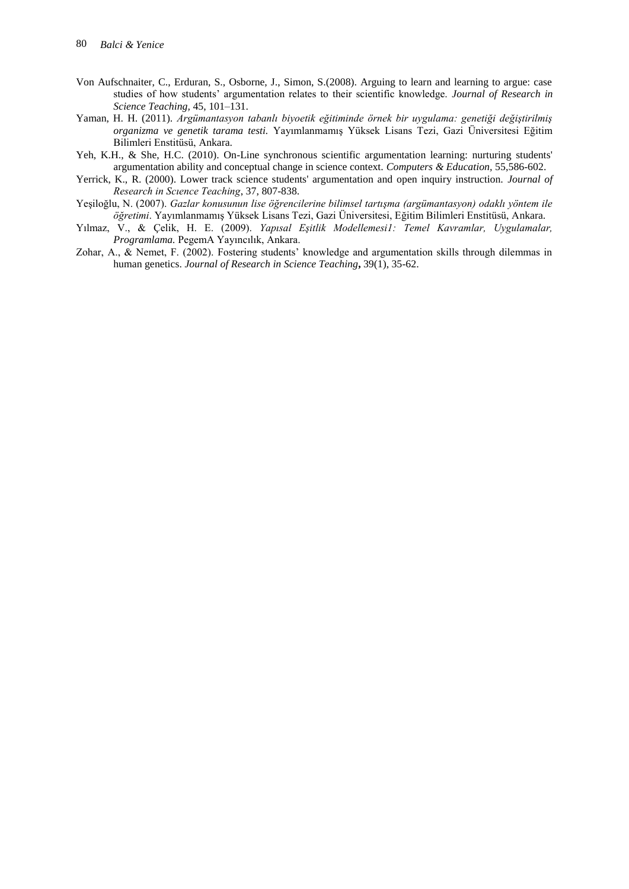Von Aufschnaiter, C., Erduran, S., Osborne, J., Simon, S.(2008). Arguing to learn and learning to argue: case studies of how students' argumentation relates to their scientific knowledge. *Journal of Research in Science Teaching,* 45, 101–131.

Yaman, H. H. (2011). *Argümantasyon tabanlı biyoetik eğitiminde örnek bir uygulama: genetiği değiştirilmiş organizma ve genetik tarama testi.* Yayımlanmamış Yüksek Lisans Tezi, Gazi Üniversitesi Eğitim Bilimleri Enstitüsü, Ankara.

Yeh, K.H., & She, H.C. (2010). On-Line synchronous scientific argumentation learning: nurturing students' argumentation ability and conceptual change in science context. *Computers & Education,* 55,586-602.

Yerrick, K., R. (2000). Lower track science students' argumentation and open inquiry instruction. *Journal of Research in Scıence Teaching,* 37, 807-838.

Yeşiloğlu, N. (2007). *Gazlar konusunun lise öğrencilerine bilimsel tartışma (argümantasyon) odaklı yöntem ile öğretimi*. Yayımlanmamış Yüksek Lisans Tezi, Gazi Üniversitesi, Eğitim Bilimleri Enstitüsü, Ankara.

Yılmaz, V., & Çelik, H. E. (2009). *Yapısal Eşitlik Modellemesi1: Temel Kavramlar, Uygulamalar, Programlama.* PegemA Yayıncılık, Ankara.

Zohar, A., & Nemet, F. (2002). Fostering students' knowledge and argumentation skills through dilemmas in human genetics. *Journal of Research in Science Teaching***,** 39(1), 35-62.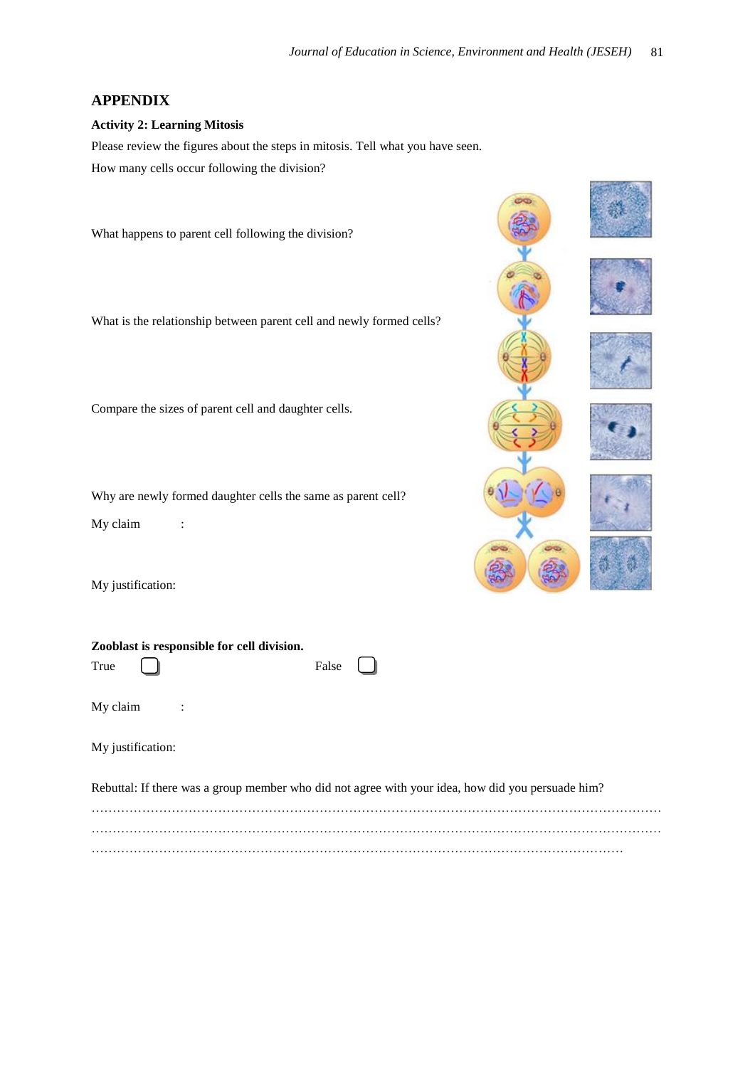## APPENDIX

### Activity 2: Learning Mitosis

Please review the figures about the steps in mitosis. Tell what you have seen.

How many cells occur following the division?

What happens to parent cell following the division?

What is the relationship between parent cell and newly formed cells?

Compare the sizes of parent cell and daughter cells.

Why are newly formed daughter cells the same as parent cell?

My claim :

My justification:

**Zooblast is responsible for cell division.**

True ☐ False ☐

My claim :

My justification:

Rebuttal: If there was a group member who did not agree with your idea, how did you persuade him?

……………………………………………………………………………………………………………………

……………………………………………………………………………………………………………………

……………………………………………………………………………………………………………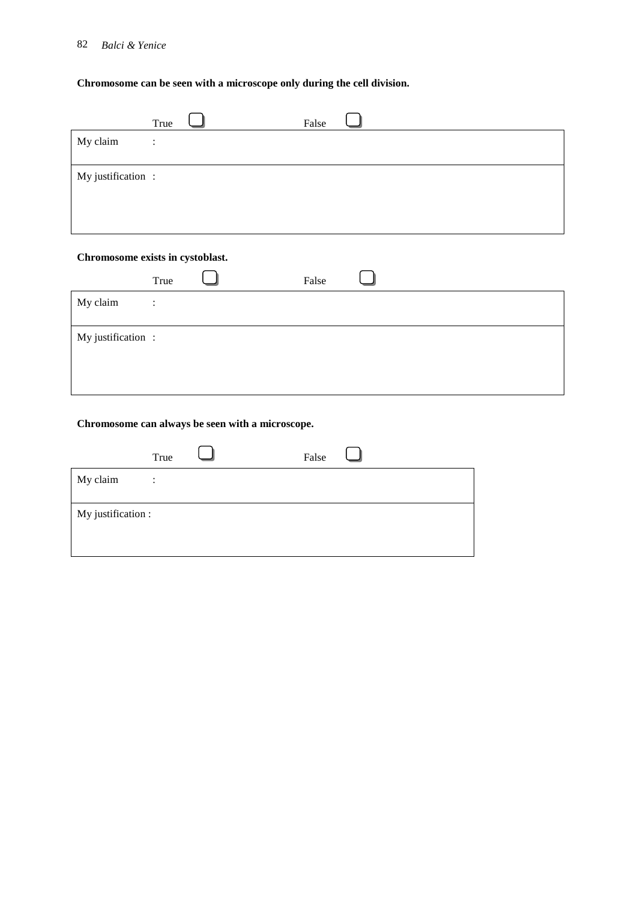**Chromosome can be seen with a microscope only during the cell division.**

True ☐ False ☐

| My claim : |
|---|
| My justification : |

**Chromosome exists in cystoblast.**

True ☐ False ☐

| My claim : |
|---|
| My justification : |

**Chromosome can always be seen with a microscope.**

True ☐ False ☐

| My claim : |
|---|
| My justification : |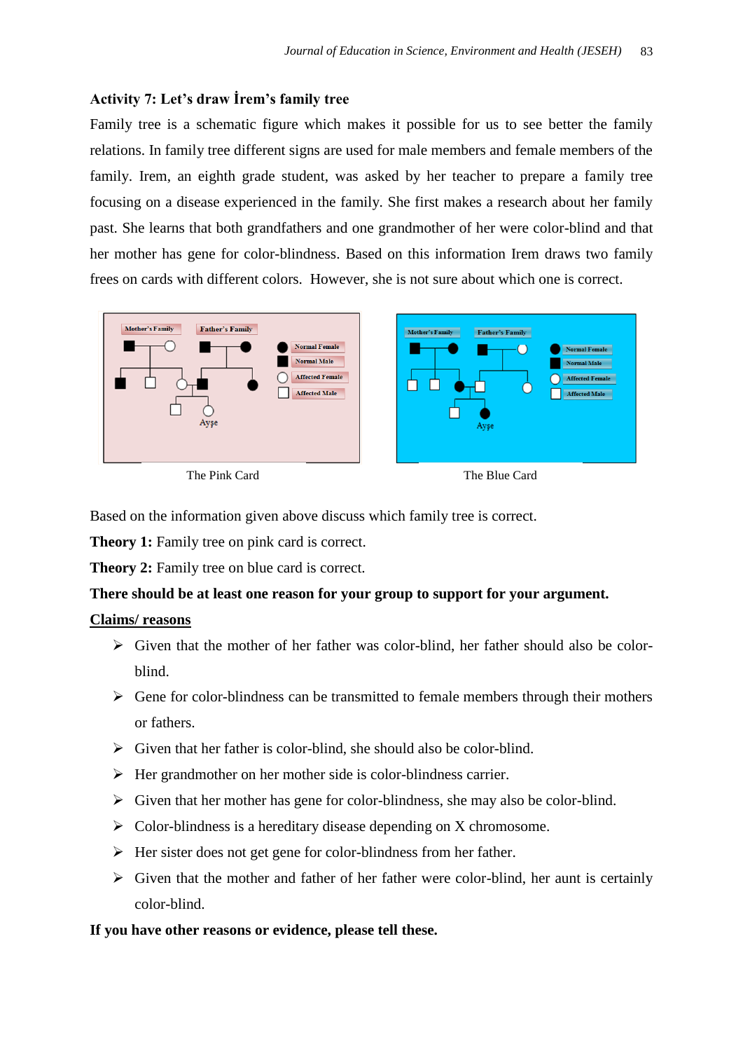**Activity 7: Let's draw İrem's family tree**

Family tree is a schematic figure which makes it possible for us to see better the family relations. In family tree different signs are used for male members and female members of the family. Irem, an eighth grade student, was asked by her teacher to prepare a family tree focusing on a disease experienced in the family. She first makes a research about her family past. She learns that both grandfathers and one grandmother of her were color-blind and that her mother has gene for color-blindness. Based on this information Irem draws two family frees on cards with different colors. However, she is not sure about which one is correct.

The Pink Card

The Blue Card

Based on the information given above discuss which family tree is correct.

**Theory 1:** Family tree on pink card is correct.

**Theory 2:** Family tree on blue card is correct.

**There should be at least one reason for your group to support for your argument.**

**Claims/ reasons**

- Given that the mother of her father was color-blind, her father should also be color-blind.
- Gene for color-blindness can be transmitted to female members through their mothers or fathers.
- Given that her father is color-blind, she should also be color-blind.
- Her grandmother on her mother side is color-blindness carrier.
- Given that her mother has gene for color-blindness, she may also be color-blind.
- Color-blindness is a hereditary disease depending on X chromosome.
- Her sister does not get gene for color-blindness from her father.
- Given that the mother and father of her father were color-blind, her aunt is certainly color-blind.

**If you have other reasons or evidence, please tell these.**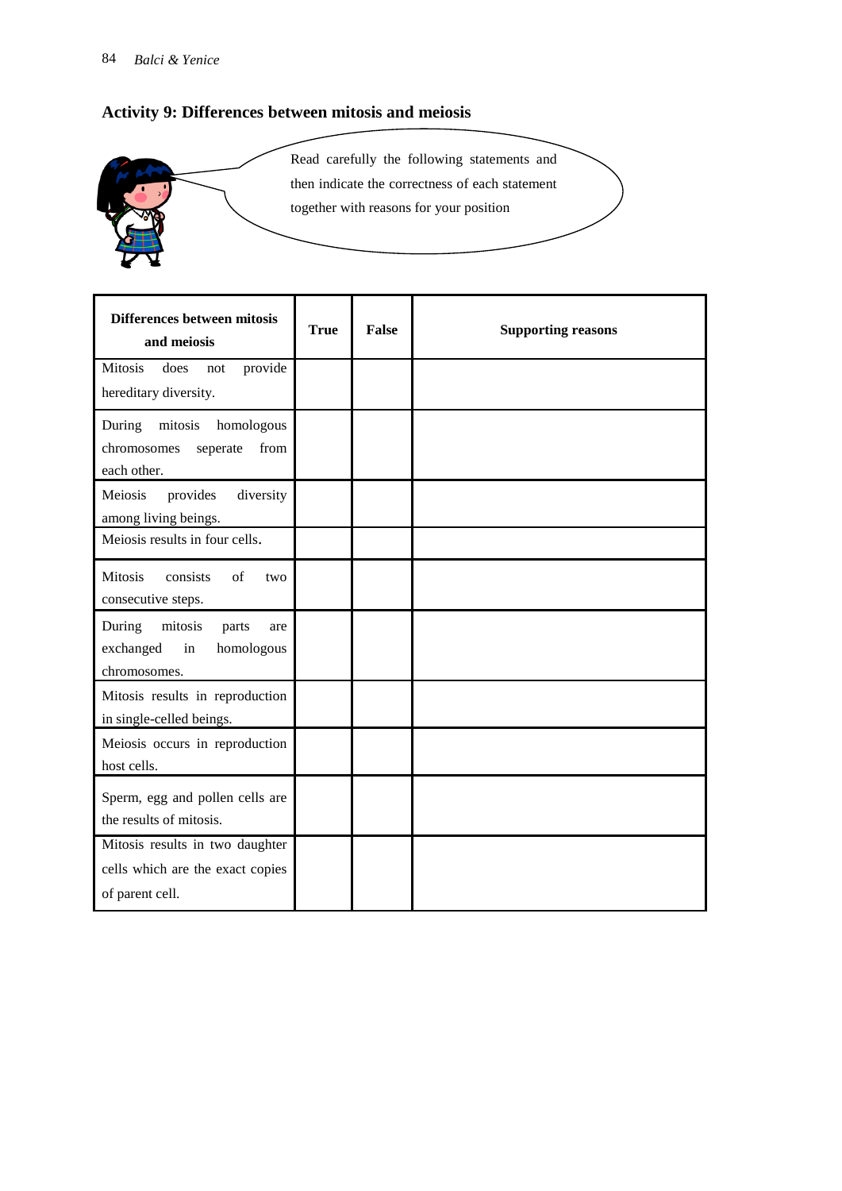### Activity 9: Differences between mitosis and meiosis

Read carefully the following statements and then indicate the correctness of each statement together with reasons for your position

| Differences between mitosis and meiosis | True | False | Supporting reasons |
|---|---|---|---|
| Mitosis does not provide hereditary diversity. | | | |
| During mitosis homologous chromosomes seperate from each other. | | | |
| Meiosis provides diversity among living beings. | | | |
| Meiosis results in four cells. | | | |
| Mitosis consists of two consecutive steps. | | | |
| During mitosis parts are exchanged in homologous chromosomes. | | | |
| Mitosis results in reproduction in single-celled beings. | | | |
| Meiosis occurs in reproduction host cells. | | | |
| Sperm, egg and pollen cells are the results of mitosis. | | | |
| Mitosis results in two daughter cells which are the exact copies of parent cell. | | | |